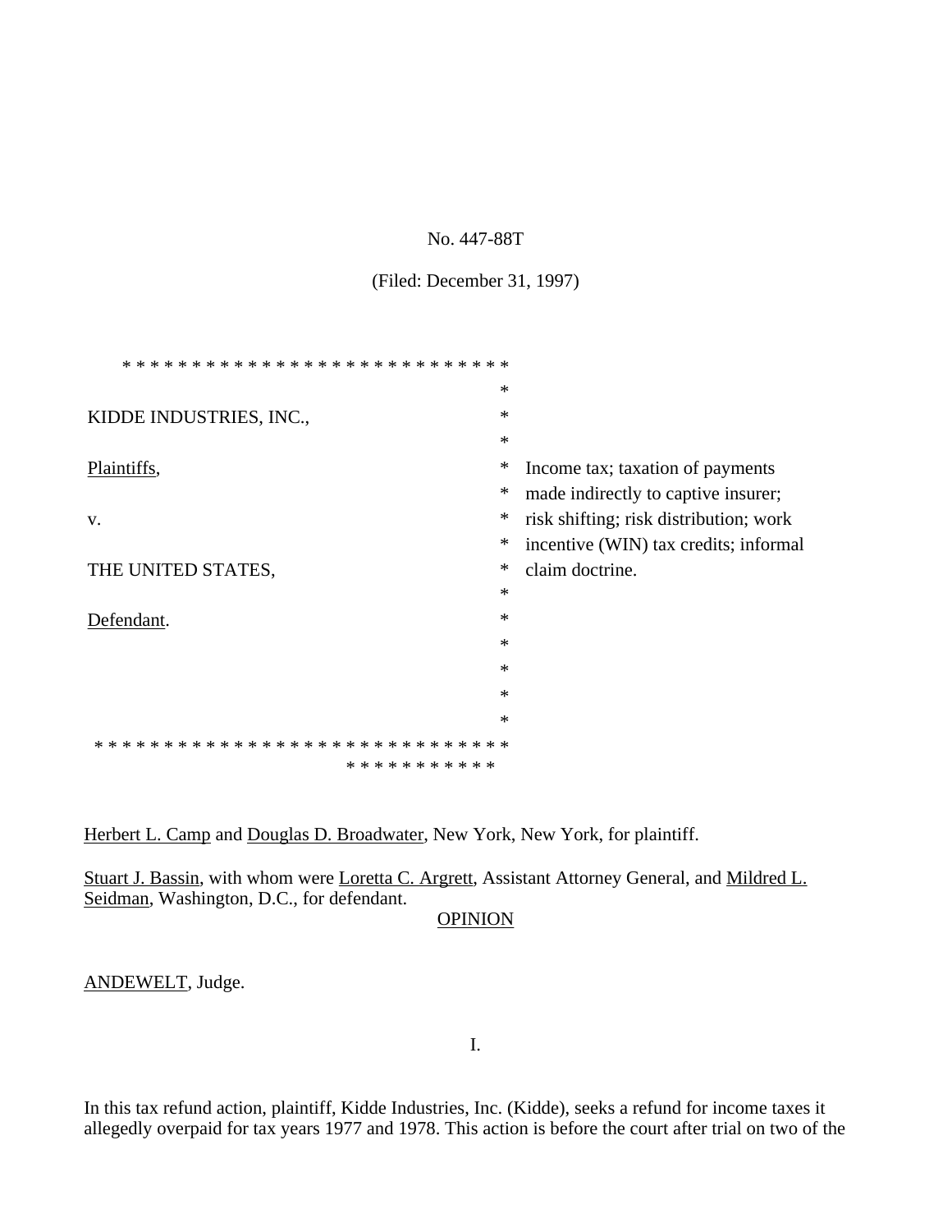No. 447-88T

(Filed: December 31, 1997)

* * * * * * * * * * * * * * * * * * * * * * * * * * * * *

KIDDE INDUSTRIES, INC.,

Plaintiffs,

v.

THE UNITED STATES,

Defendant.

* * * * * * * * * * * * * * * * * * * * * * * * * * * * *

Income tax; taxation of payments made indirectly to captive insurer; risk shifting; risk distribution; work incentive (WIN) tax credits; informal claim doctrine.

Herbert L. Camp and Douglas D. Broadwater, New York, New York, for plaintiff.

Stuart J. Bassin, with whom were Loretta C. Argrett, Assistant Attorney General, and Mildred L. Seidman, Washington, D.C., for defendant.

OPINION

ANDEWELT, Judge.

I.

In this tax refund action, plaintiff, Kidde Industries, Inc. (Kidde), seeks a refund for income taxes it allegedly overpaid for tax years 1977 and 1978. This action is before the court after trial on two of the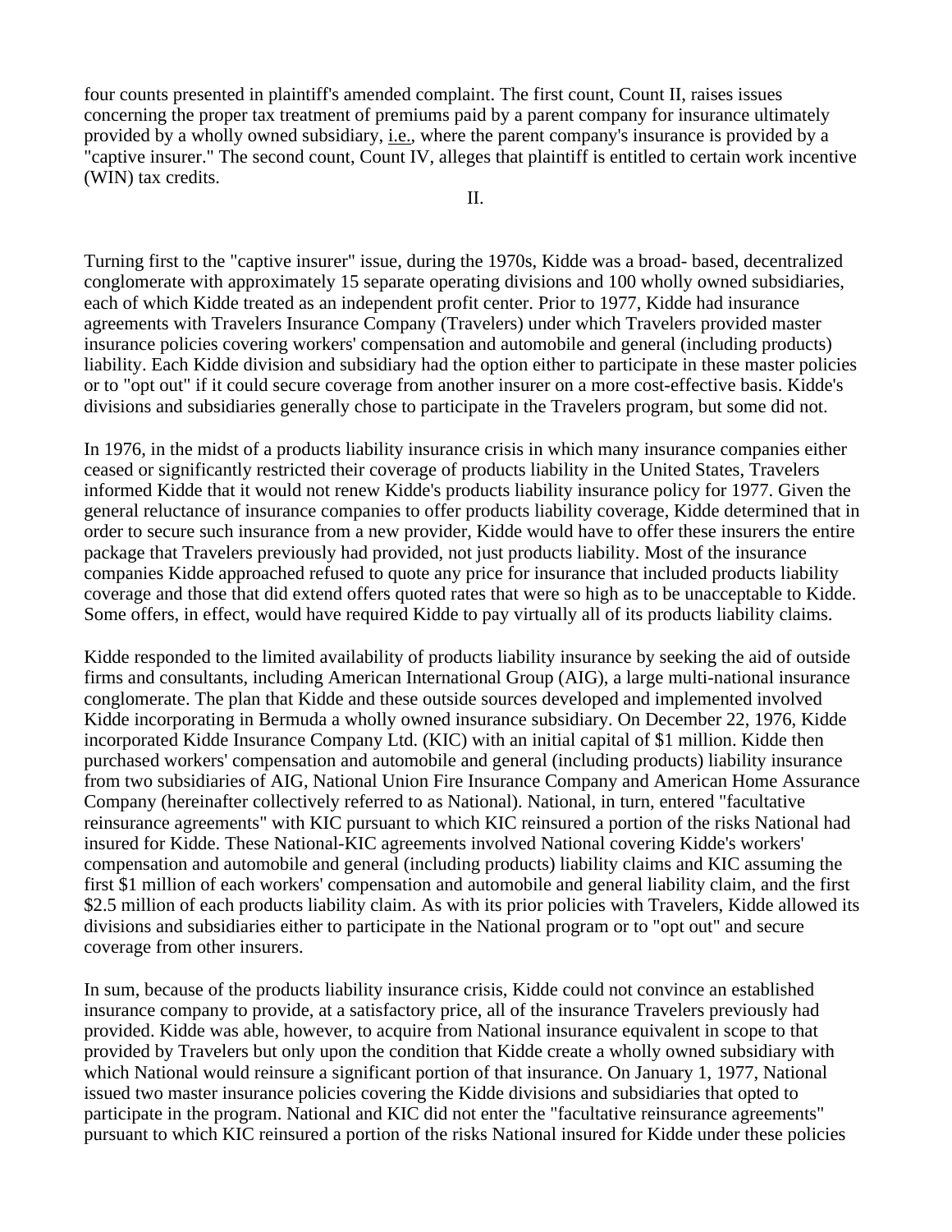four counts presented in plaintiff's amended complaint. The first count, Count II, raises issues concerning the proper tax treatment of premiums paid by a parent company for insurance ultimately provided by a wholly owned subsidiary, i.e., where the parent company's insurance is provided by a "captive insurer." The second count, Count IV, alleges that plaintiff is entitled to certain work incentive (WIN) tax credits.

II.

Turning first to the "captive insurer" issue, during the 1970s, Kidde was a broad- based, decentralized conglomerate with approximately 15 separate operating divisions and 100 wholly owned subsidiaries, each of which Kidde treated as an independent profit center. Prior to 1977, Kidde had insurance agreements with Travelers Insurance Company (Travelers) under which Travelers provided master insurance policies covering workers' compensation and automobile and general (including products) liability. Each Kidde division and subsidiary had the option either to participate in these master policies or to "opt out" if it could secure coverage from another insurer on a more cost-effective basis. Kidde's divisions and subsidiaries generally chose to participate in the Travelers program, but some did not.

In 1976, in the midst of a products liability insurance crisis in which many insurance companies either ceased or significantly restricted their coverage of products liability in the United States, Travelers informed Kidde that it would not renew Kidde's products liability insurance policy for 1977. Given the general reluctance of insurance companies to offer products liability coverage, Kidde determined that in order to secure such insurance from a new provider, Kidde would have to offer these insurers the entire package that Travelers previously had provided, not just products liability. Most of the insurance companies Kidde approached refused to quote any price for insurance that included products liability coverage and those that did extend offers quoted rates that were so high as to be unacceptable to Kidde. Some offers, in effect, would have required Kidde to pay virtually all of its products liability claims.

Kidde responded to the limited availability of products liability insurance by seeking the aid of outside firms and consultants, including American International Group (AIG), a large multi-national insurance conglomerate. The plan that Kidde and these outside sources developed and implemented involved Kidde incorporating in Bermuda a wholly owned insurance subsidiary. On December 22, 1976, Kidde incorporated Kidde Insurance Company Ltd. (KIC) with an initial capital of $1 million. Kidde then purchased workers' compensation and automobile and general (including products) liability insurance from two subsidiaries of AIG, National Union Fire Insurance Company and American Home Assurance Company (hereinafter collectively referred to as National). National, in turn, entered "facultative reinsurance agreements" with KIC pursuant to which KIC reinsured a portion of the risks National had insured for Kidde. These National-KIC agreements involved National covering Kidde's workers' compensation and automobile and general (including products) liability claims and KIC assuming the first $1 million of each workers' compensation and automobile and general liability claim, and the first $2.5 million of each products liability claim. As with its prior policies with Travelers, Kidde allowed its divisions and subsidiaries either to participate in the National program or to "opt out" and secure coverage from other insurers.

In sum, because of the products liability insurance crisis, Kidde could not convince an established insurance company to provide, at a satisfactory price, all of the insurance Travelers previously had provided. Kidde was able, however, to acquire from National insurance equivalent in scope to that provided by Travelers but only upon the condition that Kidde create a wholly owned subsidiary with which National would reinsure a significant portion of that insurance. On January 1, 1977, National issued two master insurance policies covering the Kidde divisions and subsidiaries that opted to participate in the program. National and KIC did not enter the "facultative reinsurance agreements" pursuant to which KIC reinsured a portion of the risks National insured for Kidde under these policies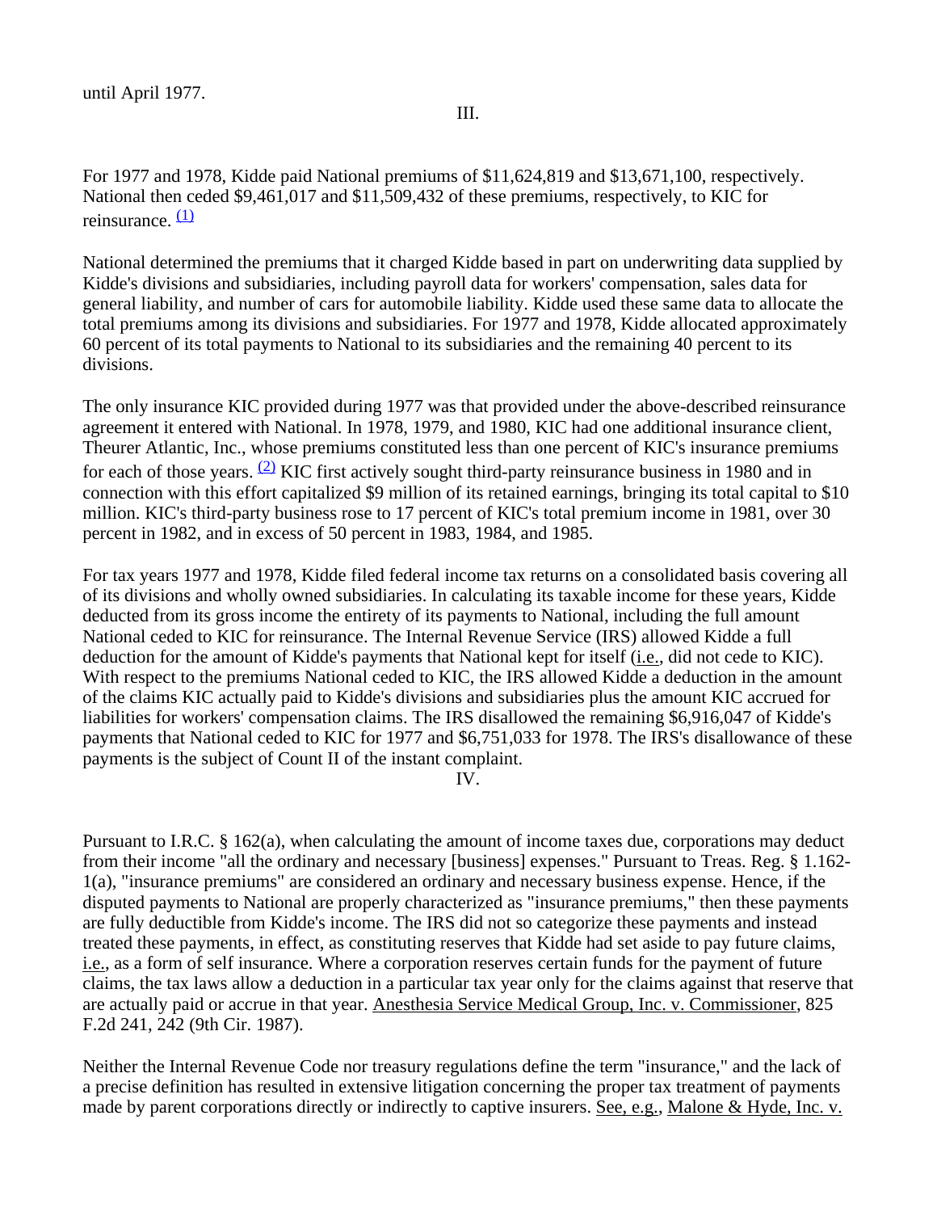until April 1977.

III.

For 1977 and 1978, Kidde paid National premiums of $11,624,819 and $13,671,100, respectively. National then ceded $9,461,017 and $11,509,432 of these premiums, respectively, to KIC for reinsurance. [(1)]

National determined the premiums that it charged Kidde based in part on underwriting data supplied by Kidde's divisions and subsidiaries, including payroll data for workers' compensation, sales data for general liability, and number of cars for automobile liability. Kidde used these same data to allocate the total premiums among its divisions and subsidiaries. For 1977 and 1978, Kidde allocated approximately 60 percent of its total payments to National to its subsidiaries and the remaining 40 percent to its divisions.

The only insurance KIC provided during 1977 was that provided under the above-described reinsurance agreement it entered with National. In 1978, 1979, and 1980, KIC had one additional insurance client, Theurer Atlantic, Inc., whose premiums constituted less than one percent of KIC's insurance premiums for each of those years. [(2)] KIC first actively sought third-party reinsurance business in 1980 and in connection with this effort capitalized $9 million of its retained earnings, bringing its total capital to $10 million. KIC's third-party business rose to 17 percent of KIC's total premium income in 1981, over 30 percent in 1982, and in excess of 50 percent in 1983, 1984, and 1985.

For tax years 1977 and 1978, Kidde filed federal income tax returns on a consolidated basis covering all of its divisions and wholly owned subsidiaries. In calculating its taxable income for these years, Kidde deducted from its gross income the entirety of its payments to National, including the full amount National ceded to KIC for reinsurance. The Internal Revenue Service (IRS) allowed Kidde a full deduction for the amount of Kidde's payments that National kept for itself (i.e., did not cede to KIC). With respect to the premiums National ceded to KIC, the IRS allowed Kidde a deduction in the amount of the claims KIC actually paid to Kidde's divisions and subsidiaries plus the amount KIC accrued for liabilities for workers' compensation claims. The IRS disallowed the remaining $6,916,047 of Kidde's payments that National ceded to KIC for 1977 and $6,751,033 for 1978. The IRS's disallowance of these payments is the subject of Count II of the instant complaint.

IV.

Pursuant to I.R.C. § 162(a), when calculating the amount of income taxes due, corporations may deduct from their income "all the ordinary and necessary [business] expenses." Pursuant to Treas. Reg. § 1.162-1(a), "insurance premiums" are considered an ordinary and necessary business expense. Hence, if the disputed payments to National are properly characterized as "insurance premiums," then these payments are fully deductible from Kidde's income. The IRS did not so categorize these payments and instead treated these payments, in effect, as constituting reserves that Kidde had set aside to pay future claims, i.e., as a form of self insurance. Where a corporation reserves certain funds for the payment of future claims, the tax laws allow a deduction in a particular tax year only for the claims against that reserve that are actually paid or accrue in that year. Anesthesia Service Medical Group, Inc. v. Commissioner, 825 F.2d 241, 242 (9th Cir. 1987).

Neither the Internal Revenue Code nor treasury regulations define the term "insurance," and the lack of a precise definition has resulted in extensive litigation concerning the proper tax treatment of payments made by parent corporations directly or indirectly to captive insurers. See, e.g., Malone & Hyde, Inc. v.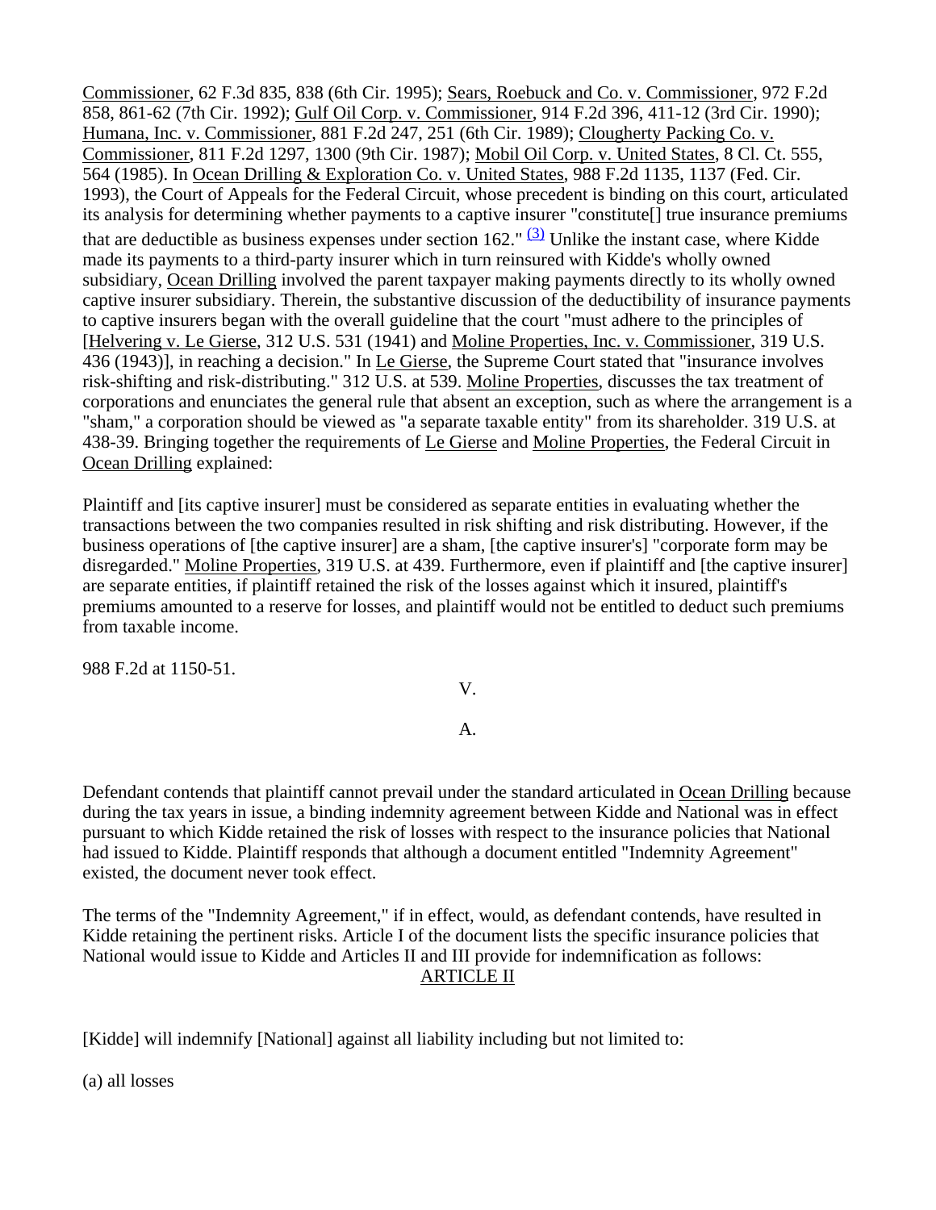Commissioner, 62 F.3d 835, 838 (6th Cir. 1995); Sears, Roebuck and Co. v. Commissioner, 972 F.2d 858, 861-62 (7th Cir. 1992); Gulf Oil Corp. v. Commissioner, 914 F.2d 396, 411-12 (3rd Cir. 1990); Humana, Inc. v. Commissioner, 881 F.2d 247, 251 (6th Cir. 1989); Clougherty Packing Co. v. Commissioner, 811 F.2d 1297, 1300 (9th Cir. 1987); Mobil Oil Corp. v. United States, 8 Cl. Ct. 555, 564 (1985). In Ocean Drilling & Exploration Co. v. United States, 988 F.2d 1135, 1137 (Fed. Cir. 1993), the Court of Appeals for the Federal Circuit, whose precedent is binding on this court, articulated its analysis for determining whether payments to a captive insurer "constitute[] true insurance premiums that are deductible as business expenses under section 162." [(3)] Unlike the instant case, where Kidde made its payments to a third-party insurer which in turn reinsured with Kidde's wholly owned subsidiary, Ocean Drilling involved the parent taxpayer making payments directly to its wholly owned captive insurer subsidiary. Therein, the substantive discussion of the deductibility of insurance payments to captive insurers began with the overall guideline that the court "must adhere to the principles of [Helvering v. Le Gierse, 312 U.S. 531 (1941) and Moline Properties, Inc. v. Commissioner, 319 U.S. 436 (1943)], in reaching a decision." In Le Gierse, the Supreme Court stated that "insurance involves risk-shifting and risk-distributing." 312 U.S. at 539. Moline Properties, discusses the tax treatment of corporations and enunciates the general rule that absent an exception, such as where the arrangement is a "sham," a corporation should be viewed as "a separate taxable entity" from its shareholder. 319 U.S. at 438-39. Bringing together the requirements of Le Gierse and Moline Properties, the Federal Circuit in Ocean Drilling explained:

Plaintiff and [its captive insurer] must be considered as separate entities in evaluating whether the transactions between the two companies resulted in risk shifting and risk distributing. However, if the business operations of [the captive insurer] are a sham, [the captive insurer's] "corporate form may be disregarded." Moline Properties, 319 U.S. at 439. Furthermore, even if plaintiff and [the captive insurer] are separate entities, if plaintiff retained the risk of the losses against which it insured, plaintiff's premiums amounted to a reserve for losses, and plaintiff would not be entitled to deduct such premiums from taxable income.

988 F.2d at 1150-51.

## V.

### A.

Defendant contends that plaintiff cannot prevail under the standard articulated in Ocean Drilling because during the tax years in issue, a binding indemnity agreement between Kidde and National was in effect pursuant to which Kidde retained the risk of losses with respect to the insurance policies that National had issued to Kidde. Plaintiff responds that although a document entitled "Indemnity Agreement" existed, the document never took effect.

The terms of the "Indemnity Agreement," if in effect, would, as defendant contends, have resulted in Kidde retaining the pertinent risks. Article I of the document lists the specific insurance policies that National would issue to Kidde and Articles II and III provide for indemnification as follows:

ARTICLE II

[Kidde] will indemnify [National] against all liability including but not limited to:

(a) all losses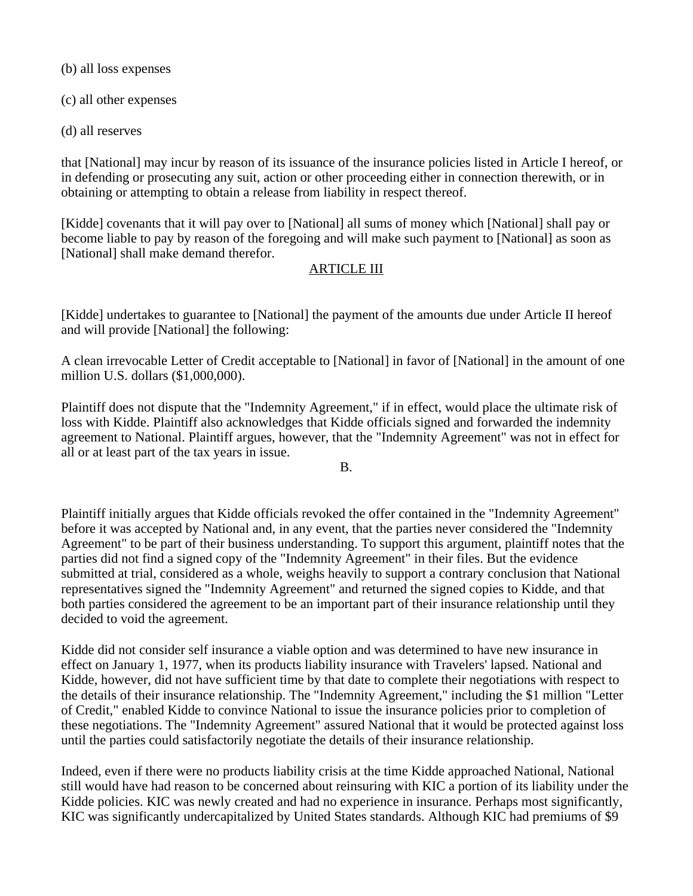(b) all loss expenses

(c) all other expenses

(d) all reserves

that [National] may incur by reason of its issuance of the insurance policies listed in Article I hereof, or in defending or prosecuting any suit, action or other proceeding either in connection therewith, or in obtaining or attempting to obtain a release from liability in respect thereof.

[Kidde] covenants that it will pay over to [National] all sums of money which [National] shall pay or become liable to pay by reason of the foregoing and will make such payment to [National] as soon as [National] shall make demand therefor.

ARTICLE III

[Kidde] undertakes to guarantee to [National] the payment of the amounts due under Article II hereof and will provide [National] the following:

A clean irrevocable Letter of Credit acceptable to [National] in favor of [National] in the amount of one million U.S. dollars ($1,000,000).

Plaintiff does not dispute that the "Indemnity Agreement," if in effect, would place the ultimate risk of loss with Kidde. Plaintiff also acknowledges that Kidde officials signed and forwarded the indemnity agreement to National. Plaintiff argues, however, that the "Indemnity Agreement" was not in effect for all or at least part of the tax years in issue.

B.

Plaintiff initially argues that Kidde officials revoked the offer contained in the "Indemnity Agreement" before it was accepted by National and, in any event, that the parties never considered the "Indemnity Agreement" to be part of their business understanding. To support this argument, plaintiff notes that the parties did not find a signed copy of the "Indemnity Agreement" in their files. But the evidence submitted at trial, considered as a whole, weighs heavily to support a contrary conclusion that National representatives signed the "Indemnity Agreement" and returned the signed copies to Kidde, and that both parties considered the agreement to be an important part of their insurance relationship until they decided to void the agreement.

Kidde did not consider self insurance a viable option and was determined to have new insurance in effect on January 1, 1977, when its products liability insurance with Travelers' lapsed. National and Kidde, however, did not have sufficient time by that date to complete their negotiations with respect to the details of their insurance relationship. The "Indemnity Agreement," including the $1 million "Letter of Credit," enabled Kidde to convince National to issue the insurance policies prior to completion of these negotiations. The "Indemnity Agreement" assured National that it would be protected against loss until the parties could satisfactorily negotiate the details of their insurance relationship.

Indeed, even if there were no products liability crisis at the time Kidde approached National, National still would have had reason to be concerned about reinsuring with KIC a portion of its liability under the Kidde policies. KIC was newly created and had no experience in insurance. Perhaps most significantly, KIC was significantly undercapitalized by United States standards. Although KIC had premiums of $9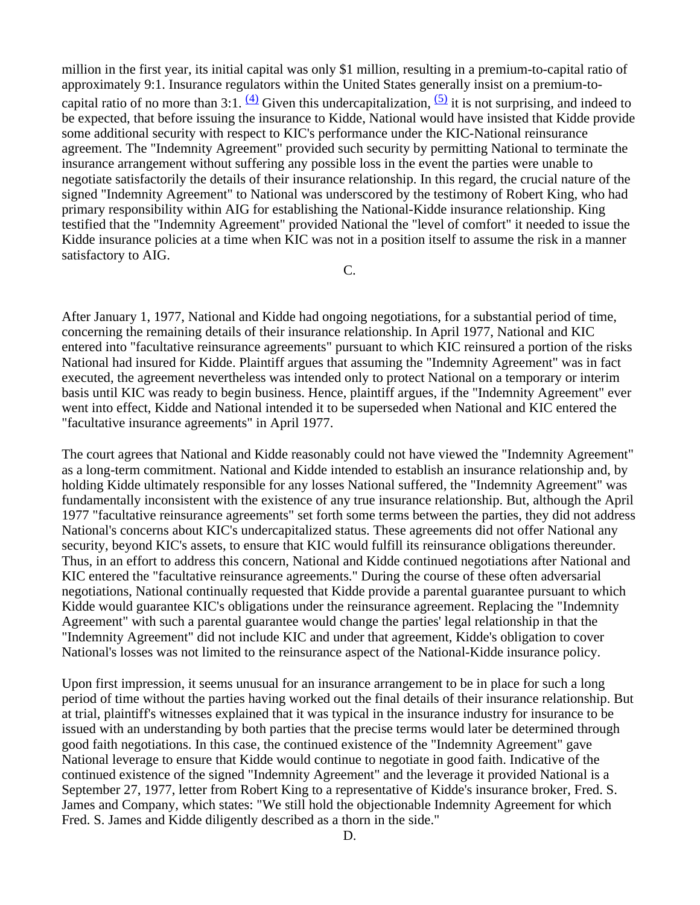million in the first year, its initial capital was only $1 million, resulting in a premium-to-capital ratio of approximately 9:1. Insurance regulators within the United States generally insist on a premium-to-capital ratio of no more than 3:1. [(4)] Given this undercapitalization, [(5)] it is not surprising, and indeed to be expected, that before issuing the insurance to Kidde, National would have insisted that Kidde provide some additional security with respect to KIC's performance under the KIC-National reinsurance agreement. The "Indemnity Agreement" provided such security by permitting National to terminate the insurance arrangement without suffering any possible loss in the event the parties were unable to negotiate satisfactorily the details of their insurance relationship. In this regard, the crucial nature of the signed "Indemnity Agreement" to National was underscored by the testimony of Robert King, who had primary responsibility within AIG for establishing the National-Kidde insurance relationship. King testified that the "Indemnity Agreement" provided National the "level of comfort" it needed to issue the Kidde insurance policies at a time when KIC was not in a position itself to assume the risk in a manner satisfactory to AIG.

C.

After January 1, 1977, National and Kidde had ongoing negotiations, for a substantial period of time, concerning the remaining details of their insurance relationship. In April 1977, National and KIC entered into "facultative reinsurance agreements" pursuant to which KIC reinsured a portion of the risks National had insured for Kidde. Plaintiff argues that assuming the "Indemnity Agreement" was in fact executed, the agreement nevertheless was intended only to protect National on a temporary or interim basis until KIC was ready to begin business. Hence, plaintiff argues, if the "Indemnity Agreement" ever went into effect, Kidde and National intended it to be superseded when National and KIC entered the "facultative insurance agreements" in April 1977.

The court agrees that National and Kidde reasonably could not have viewed the "Indemnity Agreement" as a long-term commitment. National and Kidde intended to establish an insurance relationship and, by holding Kidde ultimately responsible for any losses National suffered, the "Indemnity Agreement" was fundamentally inconsistent with the existence of any true insurance relationship. But, although the April 1977 "facultative reinsurance agreements" set forth some terms between the parties, they did not address National's concerns about KIC's undercapitalized status. These agreements did not offer National any security, beyond KIC's assets, to ensure that KIC would fulfill its reinsurance obligations thereunder. Thus, in an effort to address this concern, National and Kidde continued negotiations after National and KIC entered the "facultative reinsurance agreements." During the course of these often adversarial negotiations, National continually requested that Kidde provide a parental guarantee pursuant to which Kidde would guarantee KIC's obligations under the reinsurance agreement. Replacing the "Indemnity Agreement" with such a parental guarantee would change the parties' legal relationship in that the "Indemnity Agreement" did not include KIC and under that agreement, Kidde's obligation to cover National's losses was not limited to the reinsurance aspect of the National-Kidde insurance policy.

Upon first impression, it seems unusual for an insurance arrangement to be in place for such a long period of time without the parties having worked out the final details of their insurance relationship. But at trial, plaintiff's witnesses explained that it was typical in the insurance industry for insurance to be issued with an understanding by both parties that the precise terms would later be determined through good faith negotiations. In this case, the continued existence of the "Indemnity Agreement" gave National leverage to ensure that Kidde would continue to negotiate in good faith. Indicative of the continued existence of the signed "Indemnity Agreement" and the leverage it provided National is a September 27, 1977, letter from Robert King to a representative of Kidde's insurance broker, Fred. S. James and Company, which states: "We still hold the objectionable Indemnity Agreement for which Fred. S. James and Kidde diligently described as a thorn in the side."

D.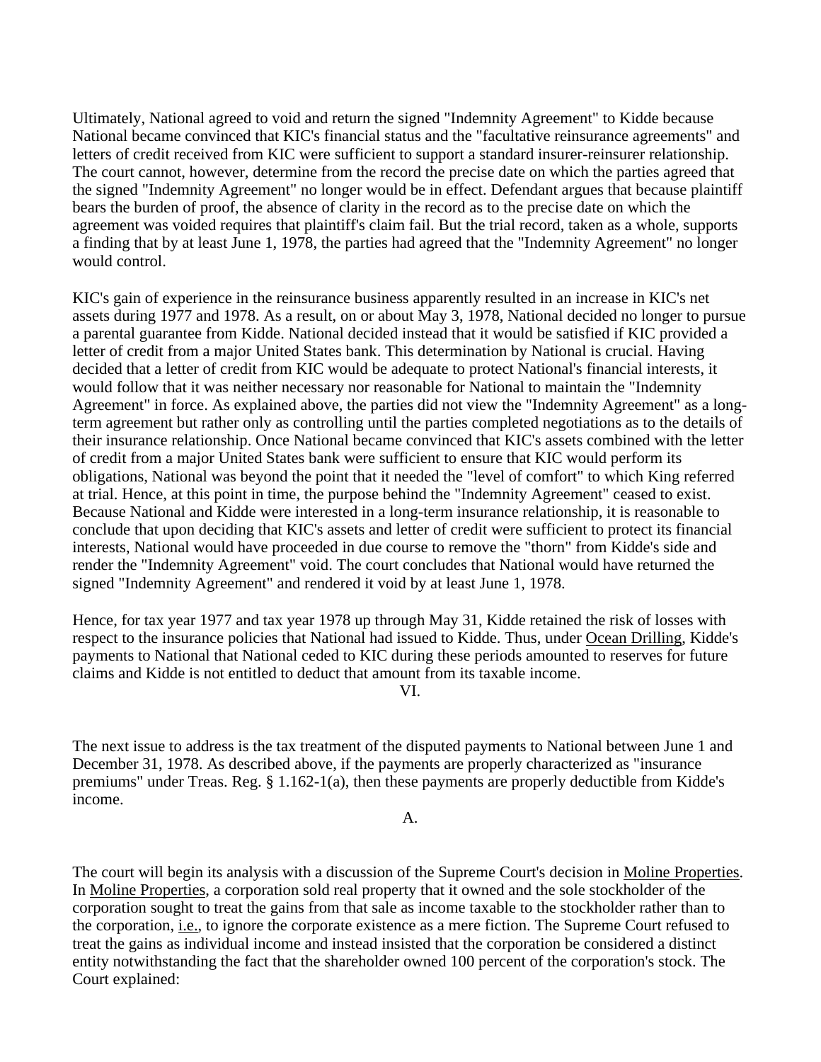Ultimately, National agreed to void and return the signed "Indemnity Agreement" to Kidde because National became convinced that KIC's financial status and the "facultative reinsurance agreements" and letters of credit received from KIC were sufficient to support a standard insurer-reinsurer relationship. The court cannot, however, determine from the record the precise date on which the parties agreed that the signed "Indemnity Agreement" no longer would be in effect. Defendant argues that because plaintiff bears the burden of proof, the absence of clarity in the record as to the precise date on which the agreement was voided requires that plaintiff's claim fail. But the trial record, taken as a whole, supports a finding that by at least June 1, 1978, the parties had agreed that the "Indemnity Agreement" no longer would control.

KIC's gain of experience in the reinsurance business apparently resulted in an increase in KIC's net assets during 1977 and 1978. As a result, on or about May 3, 1978, National decided no longer to pursue a parental guarantee from Kidde. National decided instead that it would be satisfied if KIC provided a letter of credit from a major United States bank. This determination by National is crucial. Having decided that a letter of credit from KIC would be adequate to protect National's financial interests, it would follow that it was neither necessary nor reasonable for National to maintain the "Indemnity Agreement" in force. As explained above, the parties did not view the "Indemnity Agreement" as a long-term agreement but rather only as controlling until the parties completed negotiations as to the details of their insurance relationship. Once National became convinced that KIC's assets combined with the letter of credit from a major United States bank were sufficient to ensure that KIC would perform its obligations, National was beyond the point that it needed the "level of comfort" to which King referred at trial. Hence, at this point in time, the purpose behind the "Indemnity Agreement" ceased to exist. Because National and Kidde were interested in a long-term insurance relationship, it is reasonable to conclude that upon deciding that KIC's assets and letter of credit were sufficient to protect its financial interests, National would have proceeded in due course to remove the "thorn" from Kidde's side and render the "Indemnity Agreement" void. The court concludes that National would have returned the signed "Indemnity Agreement" and rendered it void by at least June 1, 1978.

Hence, for tax year 1977 and tax year 1978 up through May 31, Kidde retained the risk of losses with respect to the insurance policies that National had issued to Kidde. Thus, under Ocean Drilling, Kidde's payments to National that National ceded to KIC during these periods amounted to reserves for future claims and Kidde is not entitled to deduct that amount from its taxable income.

## VI.

The next issue to address is the tax treatment of the disputed payments to National between June 1 and December 31, 1978. As described above, if the payments are properly characterized as "insurance premiums" under Treas. Reg. § 1.162-1(a), then these payments are properly deductible from Kidde's income.

### A.

The court will begin its analysis with a discussion of the Supreme Court's decision in Moline Properties. In Moline Properties, a corporation sold real property that it owned and the sole stockholder of the corporation sought to treat the gains from that sale as income taxable to the stockholder rather than to the corporation, i.e., to ignore the corporate existence as a mere fiction. The Supreme Court refused to treat the gains as individual income and instead insisted that the corporation be considered a distinct entity notwithstanding the fact that the shareholder owned 100 percent of the corporation's stock. The Court explained: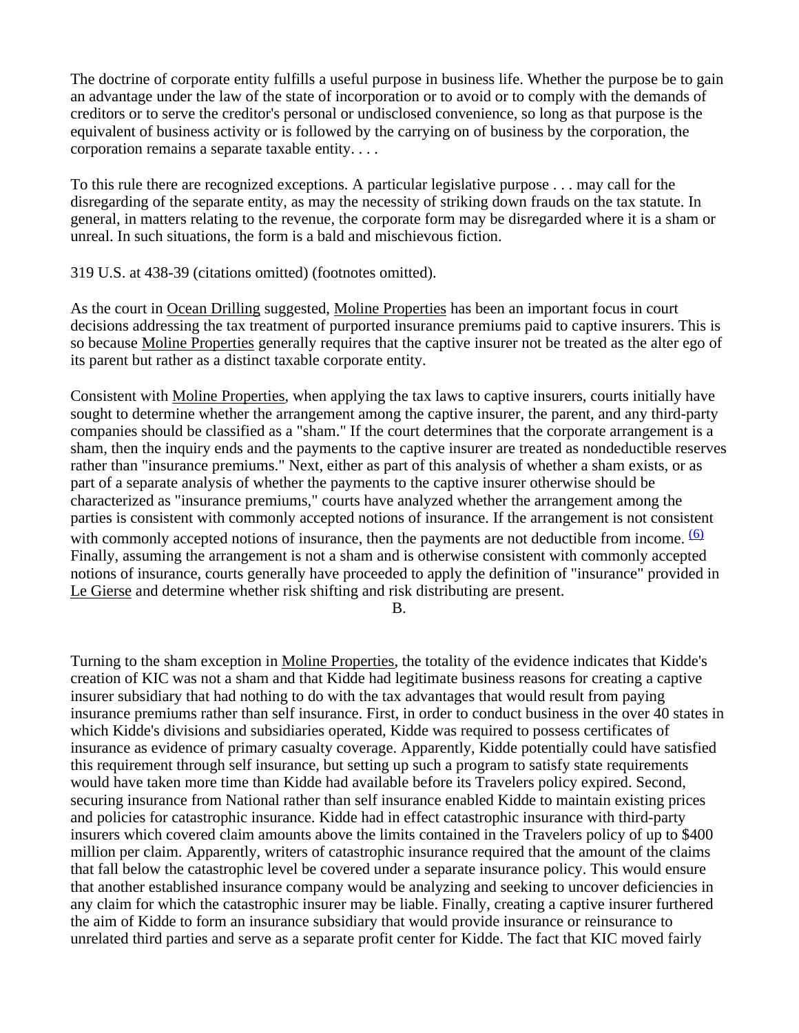The doctrine of corporate entity fulfills a useful purpose in business life. Whether the purpose be to gain an advantage under the law of the state of incorporation or to avoid or to comply with the demands of creditors or to serve the creditor's personal or undisclosed convenience, so long as that purpose is the equivalent of business activity or is followed by the carrying on of business by the corporation, the corporation remains a separate taxable entity. . . .

To this rule there are recognized exceptions. A particular legislative purpose . . . may call for the disregarding of the separate entity, as may the necessity of striking down frauds on the tax statute. In general, in matters relating to the revenue, the corporate form may be disregarded where it is a sham or unreal. In such situations, the form is a bald and mischievous fiction.

319 U.S. at 438-39 (citations omitted) (footnotes omitted).

As the court in Ocean Drilling suggested, Moline Properties has been an important focus in court decisions addressing the tax treatment of purported insurance premiums paid to captive insurers. This is so because Moline Properties generally requires that the captive insurer not be treated as the alter ego of its parent but rather as a distinct taxable corporate entity.

Consistent with Moline Properties, when applying the tax laws to captive insurers, courts initially have sought to determine whether the arrangement among the captive insurer, the parent, and any third-party companies should be classified as a "sham." If the court determines that the corporate arrangement is a sham, then the inquiry ends and the payments to the captive insurer are treated as nondeductible reserves rather than "insurance premiums." Next, either as part of this analysis of whether a sham exists, or as part of a separate analysis of whether the payments to the captive insurer otherwise should be characterized as "insurance premiums," courts have analyzed whether the arrangement among the parties is consistent with commonly accepted notions of insurance. If the arrangement is not consistent with commonly accepted notions of insurance, then the payments are not deductible from income. [(6)] Finally, assuming the arrangement is not a sham and is otherwise consistent with commonly accepted notions of insurance, courts generally have proceeded to apply the definition of "insurance" provided in Le Gierse and determine whether risk shifting and risk distributing are present.

B.

Turning to the sham exception in Moline Properties, the totality of the evidence indicates that Kidde's creation of KIC was not a sham and that Kidde had legitimate business reasons for creating a captive insurer subsidiary that had nothing to do with the tax advantages that would result from paying insurance premiums rather than self insurance. First, in order to conduct business in the over 40 states in which Kidde's divisions and subsidiaries operated, Kidde was required to possess certificates of insurance as evidence of primary casualty coverage. Apparently, Kidde potentially could have satisfied this requirement through self insurance, but setting up such a program to satisfy state requirements would have taken more time than Kidde had available before its Travelers policy expired. Second, securing insurance from National rather than self insurance enabled Kidde to maintain existing prices and policies for catastrophic insurance. Kidde had in effect catastrophic insurance with third-party insurers which covered claim amounts above the limits contained in the Travelers policy of up to $400 million per claim. Apparently, writers of catastrophic insurance required that the amount of the claims that fall below the catastrophic level be covered under a separate insurance policy. This would ensure that another established insurance company would be analyzing and seeking to uncover deficiencies in any claim for which the catastrophic insurer may be liable. Finally, creating a captive insurer furthered the aim of Kidde to form an insurance subsidiary that would provide insurance or reinsurance to unrelated third parties and serve as a separate profit center for Kidde. The fact that KIC moved fairly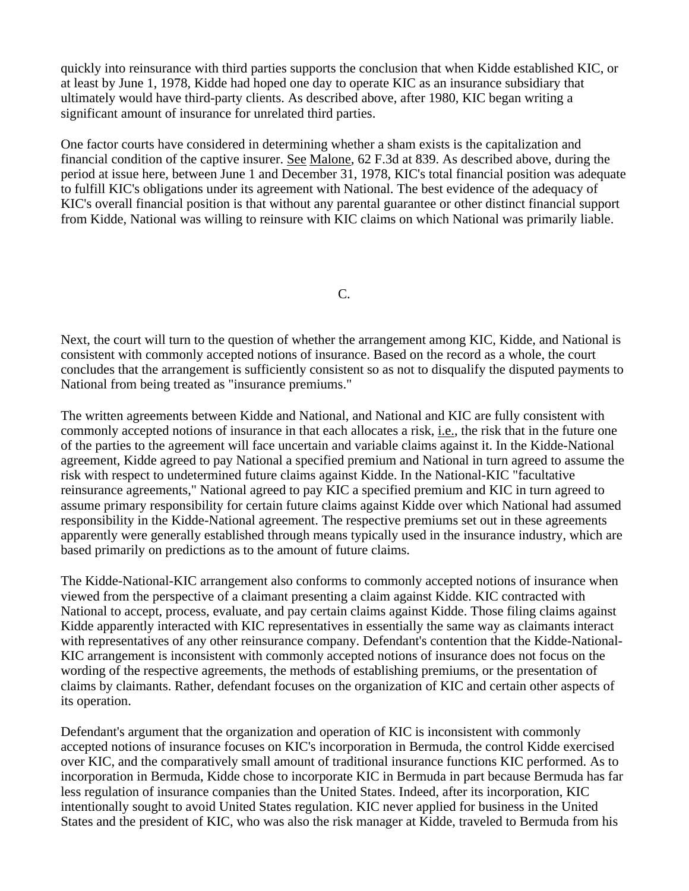quickly into reinsurance with third parties supports the conclusion that when Kidde established KIC, or at least by June 1, 1978, Kidde had hoped one day to operate KIC as an insurance subsidiary that ultimately would have third-party clients. As described above, after 1980, KIC began writing a significant amount of insurance for unrelated third parties.

One factor courts have considered in determining whether a sham exists is the capitalization and financial condition of the captive insurer. See Malone, 62 F.3d at 839. As described above, during the period at issue here, between June 1 and December 31, 1978, KIC's total financial position was adequate to fulfill KIC's obligations under its agreement with National. The best evidence of the adequacy of KIC's overall financial position is that without any parental guarantee or other distinct financial support from Kidde, National was willing to reinsure with KIC claims on which National was primarily liable.

C.

Next, the court will turn to the question of whether the arrangement among KIC, Kidde, and National is consistent with commonly accepted notions of insurance. Based on the record as a whole, the court concludes that the arrangement is sufficiently consistent so as not to disqualify the disputed payments to National from being treated as "insurance premiums."

The written agreements between Kidde and National, and National and KIC are fully consistent with commonly accepted notions of insurance in that each allocates a risk, i.e., the risk that in the future one of the parties to the agreement will face uncertain and variable claims against it. In the Kidde-National agreement, Kidde agreed to pay National a specified premium and National in turn agreed to assume the risk with respect to undetermined future claims against Kidde. In the National-KIC "facultative reinsurance agreements," National agreed to pay KIC a specified premium and KIC in turn agreed to assume primary responsibility for certain future claims against Kidde over which National had assumed responsibility in the Kidde-National agreement. The respective premiums set out in these agreements apparently were generally established through means typically used in the insurance industry, which are based primarily on predictions as to the amount of future claims.

The Kidde-National-KIC arrangement also conforms to commonly accepted notions of insurance when viewed from the perspective of a claimant presenting a claim against Kidde. KIC contracted with National to accept, process, evaluate, and pay certain claims against Kidde. Those filing claims against Kidde apparently interacted with KIC representatives in essentially the same way as claimants interact with representatives of any other reinsurance company. Defendant's contention that the Kidde-National-KIC arrangement is inconsistent with commonly accepted notions of insurance does not focus on the wording of the respective agreements, the methods of establishing premiums, or the presentation of claims by claimants. Rather, defendant focuses on the organization of KIC and certain other aspects of its operation.

Defendant's argument that the organization and operation of KIC is inconsistent with commonly accepted notions of insurance focuses on KIC's incorporation in Bermuda, the control Kidde exercised over KIC, and the comparatively small amount of traditional insurance functions KIC performed. As to incorporation in Bermuda, Kidde chose to incorporate KIC in Bermuda in part because Bermuda has far less regulation of insurance companies than the United States. Indeed, after its incorporation, KIC intentionally sought to avoid United States regulation. KIC never applied for business in the United States and the president of KIC, who was also the risk manager at Kidde, traveled to Bermuda from his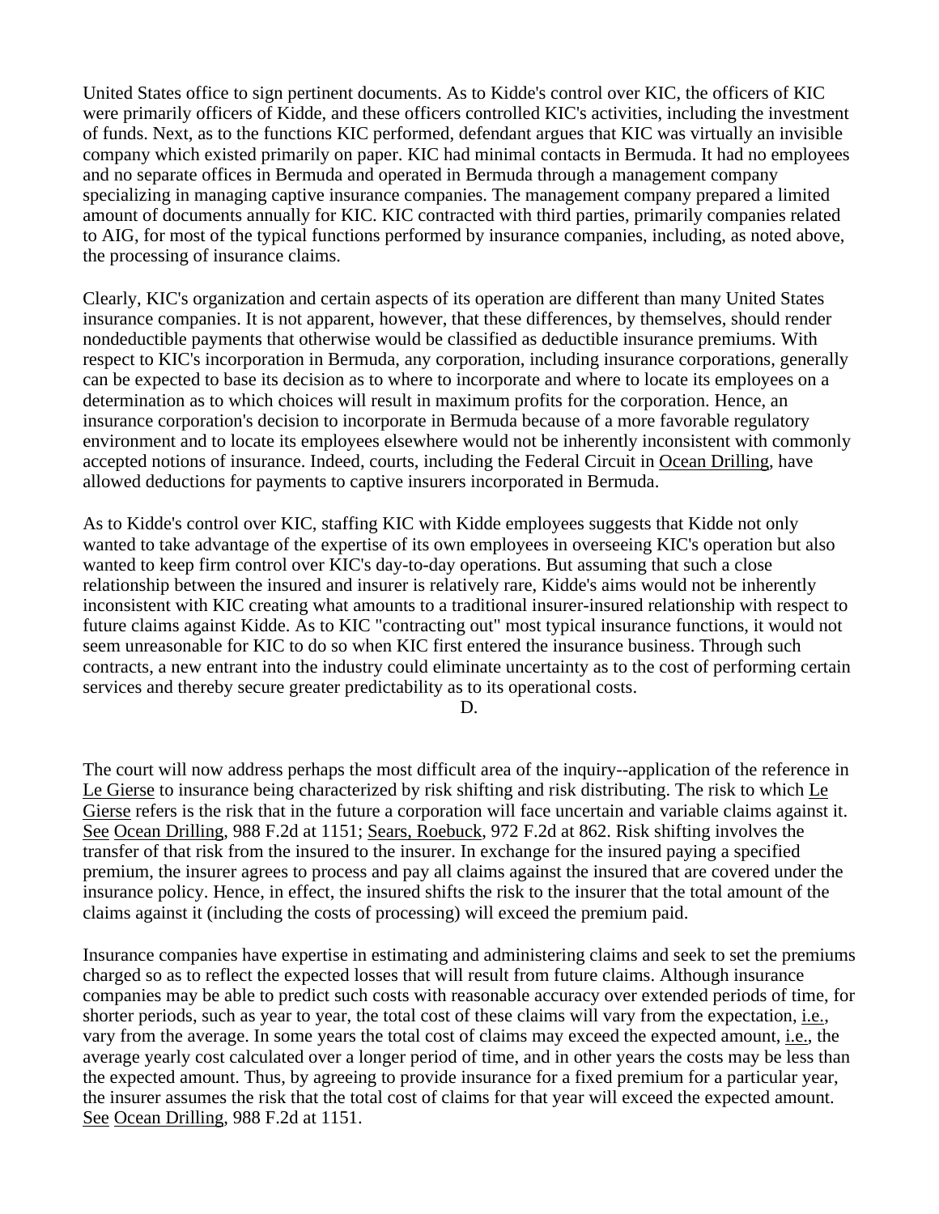United States office to sign pertinent documents. As to Kidde's control over KIC, the officers of KIC were primarily officers of Kidde, and these officers controlled KIC's activities, including the investment of funds. Next, as to the functions KIC performed, defendant argues that KIC was virtually an invisible company which existed primarily on paper. KIC had minimal contacts in Bermuda. It had no employees and no separate offices in Bermuda and operated in Bermuda through a management company specializing in managing captive insurance companies. The management company prepared a limited amount of documents annually for KIC. KIC contracted with third parties, primarily companies related to AIG, for most of the typical functions performed by insurance companies, including, as noted above, the processing of insurance claims.

Clearly, KIC's organization and certain aspects of its operation are different than many United States insurance companies. It is not apparent, however, that these differences, by themselves, should render nondeductible payments that otherwise would be classified as deductible insurance premiums. With respect to KIC's incorporation in Bermuda, any corporation, including insurance corporations, generally can be expected to base its decision as to where to incorporate and where to locate its employees on a determination as to which choices will result in maximum profits for the corporation. Hence, an insurance corporation's decision to incorporate in Bermuda because of a more favorable regulatory environment and to locate its employees elsewhere would not be inherently inconsistent with commonly accepted notions of insurance. Indeed, courts, including the Federal Circuit in Ocean Drilling, have allowed deductions for payments to captive insurers incorporated in Bermuda.

As to Kidde's control over KIC, staffing KIC with Kidde employees suggests that Kidde not only wanted to take advantage of the expertise of its own employees in overseeing KIC's operation but also wanted to keep firm control over KIC's day-to-day operations. But assuming that such a close relationship between the insured and insurer is relatively rare, Kidde's aims would not be inherently inconsistent with KIC creating what amounts to a traditional insurer-insured relationship with respect to future claims against Kidde. As to KIC "contracting out" most typical insurance functions, it would not seem unreasonable for KIC to do so when KIC first entered the insurance business. Through such contracts, a new entrant into the industry could eliminate uncertainty as to the cost of performing certain services and thereby secure greater predictability as to its operational costs.

D.

The court will now address perhaps the most difficult area of the inquiry--application of the reference in Le Gierse to insurance being characterized by risk shifting and risk distributing. The risk to which Le Gierse refers is the risk that in the future a corporation will face uncertain and variable claims against it. See Ocean Drilling, 988 F.2d at 1151; Sears, Roebuck, 972 F.2d at 862. Risk shifting involves the transfer of that risk from the insured to the insurer. In exchange for the insured paying a specified premium, the insurer agrees to process and pay all claims against the insured that are covered under the insurance policy. Hence, in effect, the insured shifts the risk to the insurer that the total amount of the claims against it (including the costs of processing) will exceed the premium paid.

Insurance companies have expertise in estimating and administering claims and seek to set the premiums charged so as to reflect the expected losses that will result from future claims. Although insurance companies may be able to predict such costs with reasonable accuracy over extended periods of time, for shorter periods, such as year to year, the total cost of these claims will vary from the expectation, i.e., vary from the average. In some years the total cost of claims may exceed the expected amount, i.e., the average yearly cost calculated over a longer period of time, and in other years the costs may be less than the expected amount. Thus, by agreeing to provide insurance for a fixed premium for a particular year, the insurer assumes the risk that the total cost of claims for that year will exceed the expected amount. See Ocean Drilling, 988 F.2d at 1151.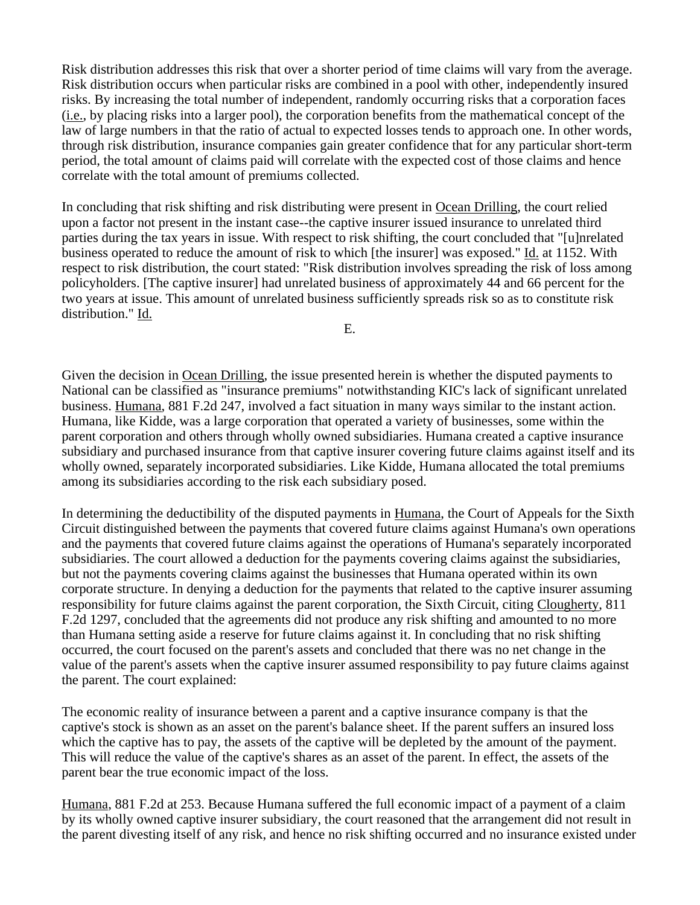Risk distribution addresses this risk that over a shorter period of time claims will vary from the average. Risk distribution occurs when particular risks are combined in a pool with other, independently insured risks. By increasing the total number of independent, randomly occurring risks that a corporation faces (i.e., by placing risks into a larger pool), the corporation benefits from the mathematical concept of the law of large numbers in that the ratio of actual to expected losses tends to approach one. In other words, through risk distribution, insurance companies gain greater confidence that for any particular short-term period, the total amount of claims paid will correlate with the expected cost of those claims and hence correlate with the total amount of premiums collected.

In concluding that risk shifting and risk distributing were present in Ocean Drilling, the court relied upon a factor not present in the instant case--the captive insurer issued insurance to unrelated third parties during the tax years in issue. With respect to risk shifting, the court concluded that "[u]nrelated business operated to reduce the amount of risk to which [the insurer] was exposed." Id. at 1152. With respect to risk distribution, the court stated: "Risk distribution involves spreading the risk of loss among policyholders. [The captive insurer] had unrelated business of approximately 44 and 66 percent for the two years at issue. This amount of unrelated business sufficiently spreads risk so as to constitute risk distribution." Id.

E.

Given the decision in Ocean Drilling, the issue presented herein is whether the disputed payments to National can be classified as "insurance premiums" notwithstanding KIC's lack of significant unrelated business. Humana, 881 F.2d 247, involved a fact situation in many ways similar to the instant action. Humana, like Kidde, was a large corporation that operated a variety of businesses, some within the parent corporation and others through wholly owned subsidiaries. Humana created a captive insurance subsidiary and purchased insurance from that captive insurer covering future claims against itself and its wholly owned, separately incorporated subsidiaries. Like Kidde, Humana allocated the total premiums among its subsidiaries according to the risk each subsidiary posed.

In determining the deductibility of the disputed payments in Humana, the Court of Appeals for the Sixth Circuit distinguished between the payments that covered future claims against Humana's own operations and the payments that covered future claims against the operations of Humana's separately incorporated subsidiaries. The court allowed a deduction for the payments covering claims against the subsidiaries, but not the payments covering claims against the businesses that Humana operated within its own corporate structure. In denying a deduction for the payments that related to the captive insurer assuming responsibility for future claims against the parent corporation, the Sixth Circuit, citing Clougherty, 811 F.2d 1297, concluded that the agreements did not produce any risk shifting and amounted to no more than Humana setting aside a reserve for future claims against it. In concluding that no risk shifting occurred, the court focused on the parent's assets and concluded that there was no net change in the value of the parent's assets when the captive insurer assumed responsibility to pay future claims against the parent. The court explained:

The economic reality of insurance between a parent and a captive insurance company is that the captive's stock is shown as an asset on the parent's balance sheet. If the parent suffers an insured loss which the captive has to pay, the assets of the captive will be depleted by the amount of the payment. This will reduce the value of the captive's shares as an asset of the parent. In effect, the assets of the parent bear the true economic impact of the loss.

Humana, 881 F.2d at 253. Because Humana suffered the full economic impact of a payment of a claim by its wholly owned captive insurer subsidiary, the court reasoned that the arrangement did not result in the parent divesting itself of any risk, and hence no risk shifting occurred and no insurance existed under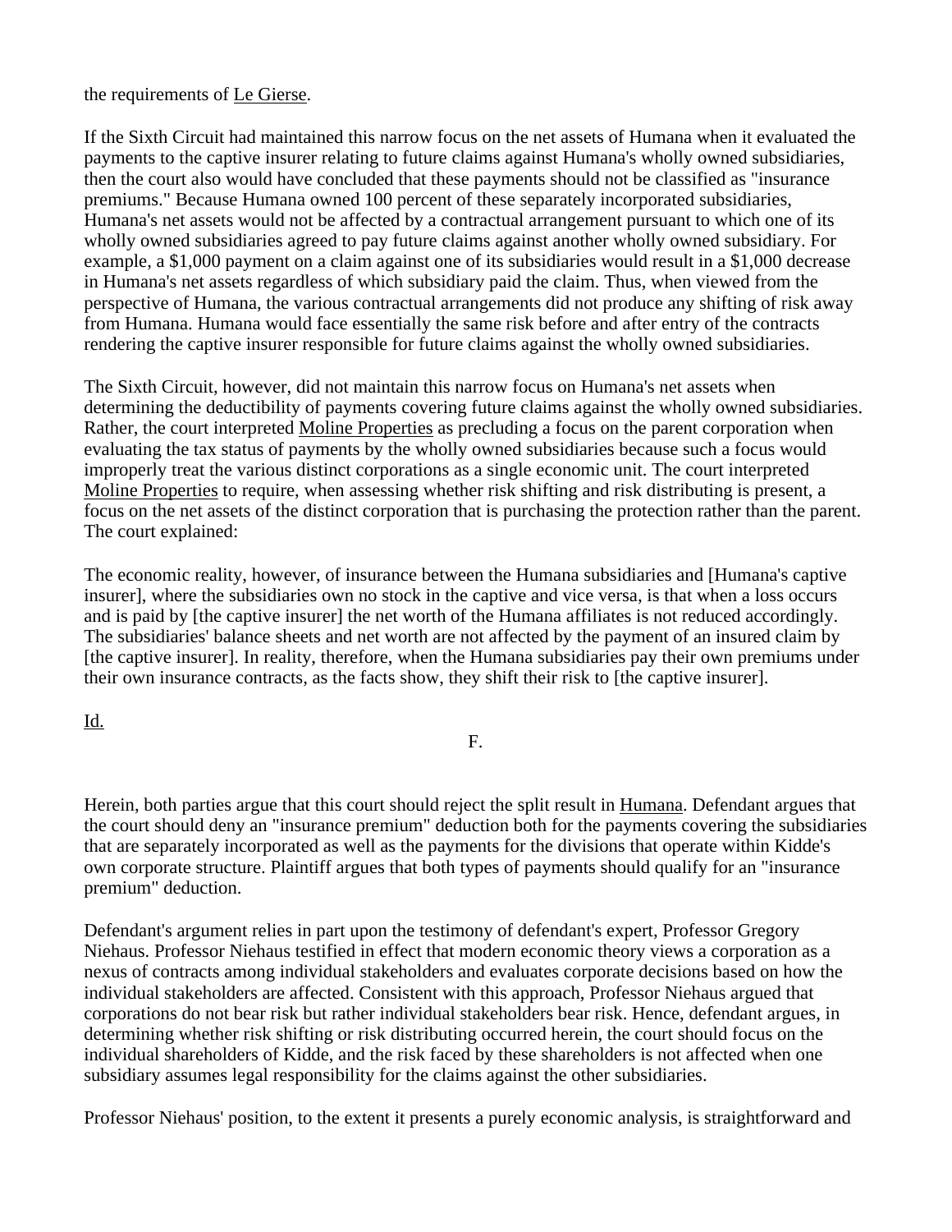the requirements of Le Gierse.

If the Sixth Circuit had maintained this narrow focus on the net assets of Humana when it evaluated the payments to the captive insurer relating to future claims against Humana's wholly owned subsidiaries, then the court also would have concluded that these payments should not be classified as "insurance premiums." Because Humana owned 100 percent of these separately incorporated subsidiaries, Humana's net assets would not be affected by a contractual arrangement pursuant to which one of its wholly owned subsidiaries agreed to pay future claims against another wholly owned subsidiary. For example, a $1,000 payment on a claim against one of its subsidiaries would result in a $1,000 decrease in Humana's net assets regardless of which subsidiary paid the claim. Thus, when viewed from the perspective of Humana, the various contractual arrangements did not produce any shifting of risk away from Humana. Humana would face essentially the same risk before and after entry of the contracts rendering the captive insurer responsible for future claims against the wholly owned subsidiaries.

The Sixth Circuit, however, did not maintain this narrow focus on Humana's net assets when determining the deductibility of payments covering future claims against the wholly owned subsidiaries. Rather, the court interpreted Moline Properties as precluding a focus on the parent corporation when evaluating the tax status of payments by the wholly owned subsidiaries because such a focus would improperly treat the various distinct corporations as a single economic unit. The court interpreted Moline Properties to require, when assessing whether risk shifting and risk distributing is present, a focus on the net assets of the distinct corporation that is purchasing the protection rather than the parent. The court explained:

The economic reality, however, of insurance between the Humana subsidiaries and [Humana's captive insurer], where the subsidiaries own no stock in the captive and vice versa, is that when a loss occurs and is paid by [the captive insurer] the net worth of the Humana affiliates is not reduced accordingly. The subsidiaries' balance sheets and net worth are not affected by the payment of an insured claim by [the captive insurer]. In reality, therefore, when the Humana subsidiaries pay their own premiums under their own insurance contracts, as the facts show, they shift their risk to [the captive insurer].

Id.

F.

Herein, both parties argue that this court should reject the split result in Humana. Defendant argues that the court should deny an "insurance premium" deduction both for the payments covering the subsidiaries that are separately incorporated as well as the payments for the divisions that operate within Kidde's own corporate structure. Plaintiff argues that both types of payments should qualify for an "insurance premium" deduction.

Defendant's argument relies in part upon the testimony of defendant's expert, Professor Gregory Niehaus. Professor Niehaus testified in effect that modern economic theory views a corporation as a nexus of contracts among individual stakeholders and evaluates corporate decisions based on how the individual stakeholders are affected. Consistent with this approach, Professor Niehaus argued that corporations do not bear risk but rather individual stakeholders bear risk. Hence, defendant argues, in determining whether risk shifting or risk distributing occurred herein, the court should focus on the individual shareholders of Kidde, and the risk faced by these shareholders is not affected when one subsidiary assumes legal responsibility for the claims against the other subsidiaries.

Professor Niehaus' position, to the extent it presents a purely economic analysis, is straightforward and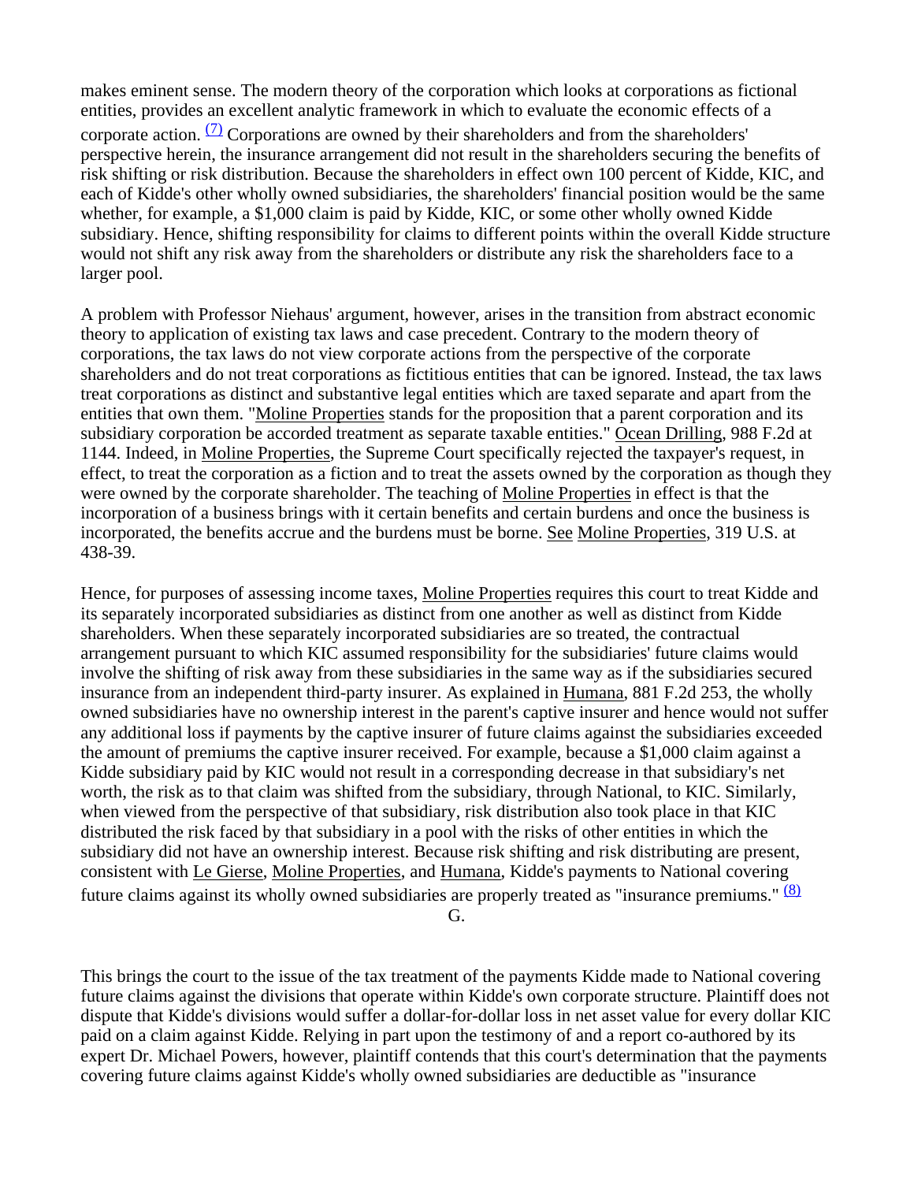makes eminent sense. The modern theory of the corporation which looks at corporations as fictional entities, provides an excellent analytic framework in which to evaluate the economic effects of a corporate action. [(7)] Corporations are owned by their shareholders and from the shareholders' perspective herein, the insurance arrangement did not result in the shareholders securing the benefits of risk shifting or risk distribution. Because the shareholders in effect own 100 percent of Kidde, KIC, and each of Kidde's other wholly owned subsidiaries, the shareholders' financial position would be the same whether, for example, a $1,000 claim is paid by Kidde, KIC, or some other wholly owned Kidde subsidiary. Hence, shifting responsibility for claims to different points within the overall Kidde structure would not shift any risk away from the shareholders or distribute any risk the shareholders face to a larger pool.

A problem with Professor Niehaus' argument, however, arises in the transition from abstract economic theory to application of existing tax laws and case precedent. Contrary to the modern theory of corporations, the tax laws do not view corporate actions from the perspective of the corporate shareholders and do not treat corporations as fictitious entities that can be ignored. Instead, the tax laws treat corporations as distinct and substantive legal entities which are taxed separate and apart from the entities that own them. "Moline Properties stands for the proposition that a parent corporation and its subsidiary corporation be accorded treatment as separate taxable entities." Ocean Drilling, 988 F.2d at 1144. Indeed, in Moline Properties, the Supreme Court specifically rejected the taxpayer's request, in effect, to treat the corporation as a fiction and to treat the assets owned by the corporation as though they were owned by the corporate shareholder. The teaching of Moline Properties in effect is that the incorporation of a business brings with it certain benefits and certain burdens and once the business is incorporated, the benefits accrue and the burdens must be borne. See Moline Properties, 319 U.S. at 438-39.

Hence, for purposes of assessing income taxes, Moline Properties requires this court to treat Kidde and its separately incorporated subsidiaries as distinct from one another as well as distinct from Kidde shareholders. When these separately incorporated subsidiaries are so treated, the contractual arrangement pursuant to which KIC assumed responsibility for the subsidiaries' future claims would involve the shifting of risk away from these subsidiaries in the same way as if the subsidiaries secured insurance from an independent third-party insurer. As explained in Humana, 881 F.2d 253, the wholly owned subsidiaries have no ownership interest in the parent's captive insurer and hence would not suffer any additional loss if payments by the captive insurer of future claims against the subsidiaries exceeded the amount of premiums the captive insurer received. For example, because a $1,000 claim against a Kidde subsidiary paid by KIC would not result in a corresponding decrease in that subsidiary's net worth, the risk as to that claim was shifted from the subsidiary, through National, to KIC. Similarly, when viewed from the perspective of that subsidiary, risk distribution also took place in that KIC distributed the risk faced by that subsidiary in a pool with the risks of other entities in which the subsidiary did not have an ownership interest. Because risk shifting and risk distributing are present, consistent with Le Gierse, Moline Properties, and Humana, Kidde's payments to National covering future claims against its wholly owned subsidiaries are properly treated as "insurance premiums." [(8)]

## G.

This brings the court to the issue of the tax treatment of the payments Kidde made to National covering future claims against the divisions that operate within Kidde's own corporate structure. Plaintiff does not dispute that Kidde's divisions would suffer a dollar-for-dollar loss in net asset value for every dollar KIC paid on a claim against Kidde. Relying in part upon the testimony of and a report co-authored by its expert Dr. Michael Powers, however, plaintiff contends that this court's determination that the payments covering future claims against Kidde's wholly owned subsidiaries are deductible as "insurance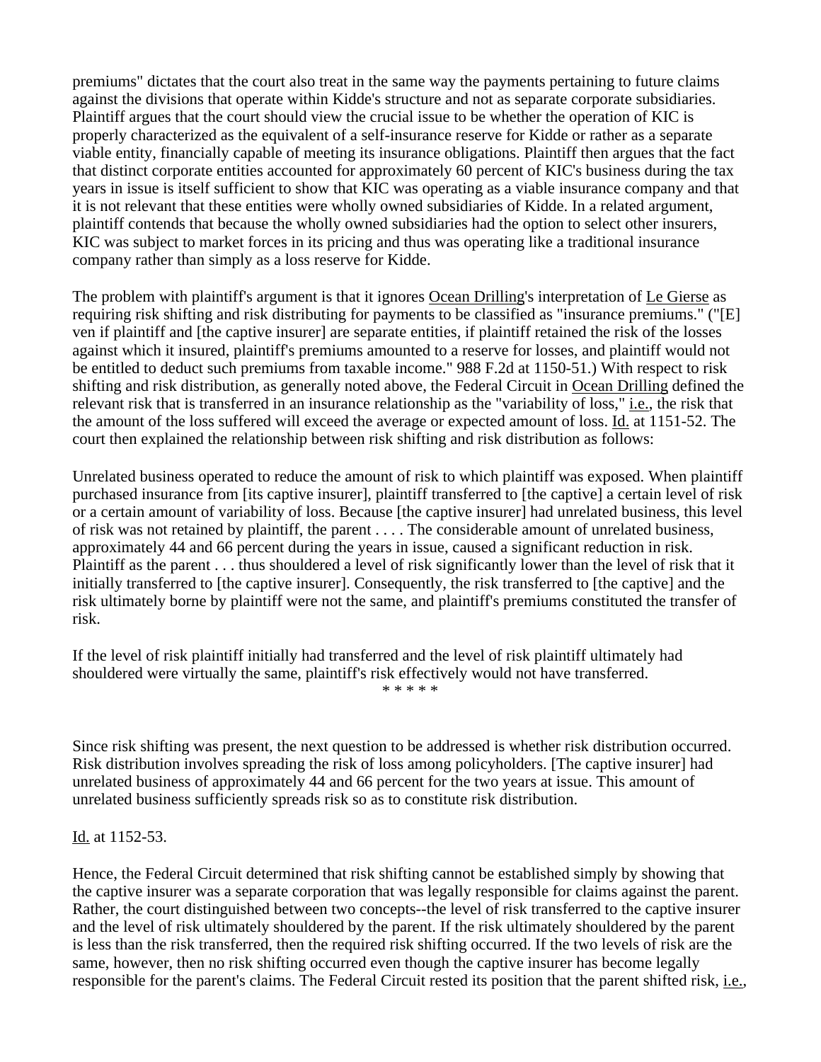premiums" dictates that the court also treat in the same way the payments pertaining to future claims against the divisions that operate within Kidde's structure and not as separate corporate subsidiaries. Plaintiff argues that the court should view the crucial issue to be whether the operation of KIC is properly characterized as the equivalent of a self-insurance reserve for Kidde or rather as a separate viable entity, financially capable of meeting its insurance obligations. Plaintiff then argues that the fact that distinct corporate entities accounted for approximately 60 percent of KIC's business during the tax years in issue is itself sufficient to show that KIC was operating as a viable insurance company and that it is not relevant that these entities were wholly owned subsidiaries of Kidde. In a related argument, plaintiff contends that because the wholly owned subsidiaries had the option to select other insurers, KIC was subject to market forces in its pricing and thus was operating like a traditional insurance company rather than simply as a loss reserve for Kidde.

The problem with plaintiff's argument is that it ignores Ocean Drilling's interpretation of Le Gierse as requiring risk shifting and risk distributing for payments to be classified as "insurance premiums." ("[E]ven if plaintiff and [the captive insurer] are separate entities, if plaintiff retained the risk of the losses against which it insured, plaintiff's premiums amounted to a reserve for losses, and plaintiff would not be entitled to deduct such premiums from taxable income." 988 F.2d at 1150-51.) With respect to risk shifting and risk distribution, as generally noted above, the Federal Circuit in Ocean Drilling defined the relevant risk that is transferred in an insurance relationship as the "variability of loss," i.e., the risk that the amount of the loss suffered will exceed the average or expected amount of loss. Id. at 1151-52. The court then explained the relationship between risk shifting and risk distribution as follows:

Unrelated business operated to reduce the amount of risk to which plaintiff was exposed. When plaintiff purchased insurance from [its captive insurer], plaintiff transferred to [the captive] a certain level of risk or a certain amount of variability of loss. Because [the captive insurer] had unrelated business, this level of risk was not retained by plaintiff, the parent . . . . The considerable amount of unrelated business, approximately 44 and 66 percent during the years in issue, caused a significant reduction in risk. Plaintiff as the parent . . . thus shouldered a level of risk significantly lower than the level of risk that it initially transferred to [the captive insurer]. Consequently, the risk transferred to [the captive] and the risk ultimately borne by plaintiff were not the same, and plaintiff's premiums constituted the transfer of risk.

If the level of risk plaintiff initially had transferred and the level of risk plaintiff ultimately had shouldered were virtually the same, plaintiff's risk effectively would not have transferred.

* * * * *

Since risk shifting was present, the next question to be addressed is whether risk distribution occurred. Risk distribution involves spreading the risk of loss among policyholders. [The captive insurer] had unrelated business of approximately 44 and 66 percent for the two years at issue. This amount of unrelated business sufficiently spreads risk so as to constitute risk distribution.

Id. at 1152-53.

Hence, the Federal Circuit determined that risk shifting cannot be established simply by showing that the captive insurer was a separate corporation that was legally responsible for claims against the parent. Rather, the court distinguished between two concepts--the level of risk transferred to the captive insurer and the level of risk ultimately shouldered by the parent. If the risk ultimately shouldered by the parent is less than the risk transferred, then the required risk shifting occurred. If the two levels of risk are the same, however, then no risk shifting occurred even though the captive insurer has become legally responsible for the parent's claims. The Federal Circuit rested its position that the parent shifted risk, i.e.,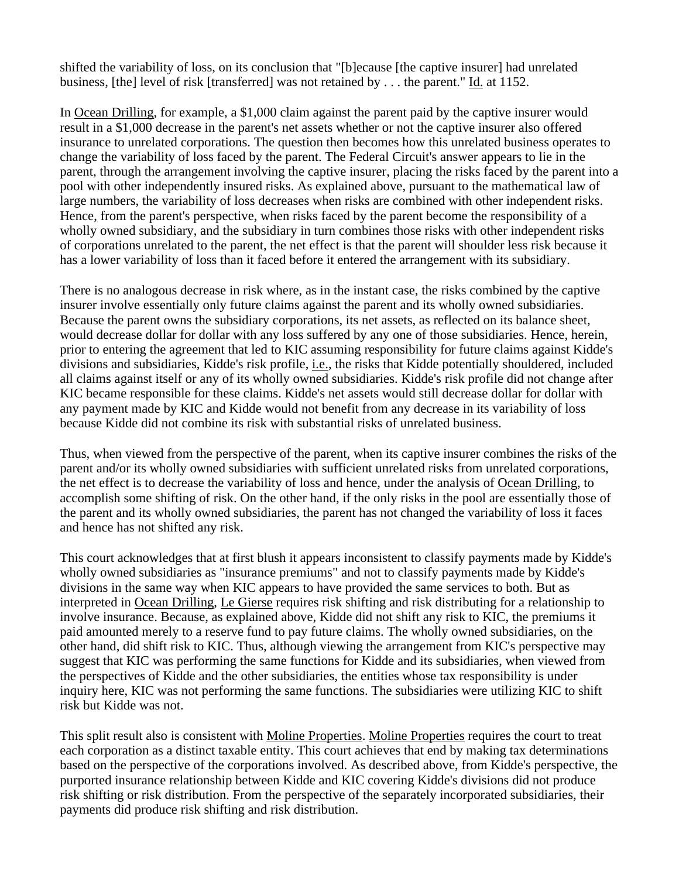shifted the variability of loss, on its conclusion that "[b]ecause [the captive insurer] had unrelated business, [the] level of risk [transferred] was not retained by . . . the parent." Id. at 1152.

In Ocean Drilling, for example, a $1,000 claim against the parent paid by the captive insurer would result in a $1,000 decrease in the parent's net assets whether or not the captive insurer also offered insurance to unrelated corporations. The question then becomes how this unrelated business operates to change the variability of loss faced by the parent. The Federal Circuit's answer appears to lie in the parent, through the arrangement involving the captive insurer, placing the risks faced by the parent into a pool with other independently insured risks. As explained above, pursuant to the mathematical law of large numbers, the variability of loss decreases when risks are combined with other independent risks. Hence, from the parent's perspective, when risks faced by the parent become the responsibility of a wholly owned subsidiary, and the subsidiary in turn combines those risks with other independent risks of corporations unrelated to the parent, the net effect is that the parent will shoulder less risk because it has a lower variability of loss than it faced before it entered the arrangement with its subsidiary.

There is no analogous decrease in risk where, as in the instant case, the risks combined by the captive insurer involve essentially only future claims against the parent and its wholly owned subsidiaries. Because the parent owns the subsidiary corporations, its net assets, as reflected on its balance sheet, would decrease dollar for dollar with any loss suffered by any one of those subsidiaries. Hence, herein, prior to entering the agreement that led to KIC assuming responsibility for future claims against Kidde's divisions and subsidiaries, Kidde's risk profile, i.e., the risks that Kidde potentially shouldered, included all claims against itself or any of its wholly owned subsidiaries. Kidde's risk profile did not change after KIC became responsible for these claims. Kidde's net assets would still decrease dollar for dollar with any payment made by KIC and Kidde would not benefit from any decrease in its variability of loss because Kidde did not combine its risk with substantial risks of unrelated business.

Thus, when viewed from the perspective of the parent, when its captive insurer combines the risks of the parent and/or its wholly owned subsidiaries with sufficient unrelated risks from unrelated corporations, the net effect is to decrease the variability of loss and hence, under the analysis of Ocean Drilling, to accomplish some shifting of risk. On the other hand, if the only risks in the pool are essentially those of the parent and its wholly owned subsidiaries, the parent has not changed the variability of loss it faces and hence has not shifted any risk.

This court acknowledges that at first blush it appears inconsistent to classify payments made by Kidde's wholly owned subsidiaries as "insurance premiums" and not to classify payments made by Kidde's divisions in the same way when KIC appears to have provided the same services to both. But as interpreted in Ocean Drilling, Le Gierse requires risk shifting and risk distributing for a relationship to involve insurance. Because, as explained above, Kidde did not shift any risk to KIC, the premiums it paid amounted merely to a reserve fund to pay future claims. The wholly owned subsidiaries, on the other hand, did shift risk to KIC. Thus, although viewing the arrangement from KIC's perspective may suggest that KIC was performing the same functions for Kidde and its subsidiaries, when viewed from the perspectives of Kidde and the other subsidiaries, the entities whose tax responsibility is under inquiry here, KIC was not performing the same functions. The subsidiaries were utilizing KIC to shift risk but Kidde was not.

This split result also is consistent with Moline Properties. Moline Properties requires the court to treat each corporation as a distinct taxable entity. This court achieves that end by making tax determinations based on the perspective of the corporations involved. As described above, from Kidde's perspective, the purported insurance relationship between Kidde and KIC covering Kidde's divisions did not produce risk shifting or risk distribution. From the perspective of the separately incorporated subsidiaries, their payments did produce risk shifting and risk distribution.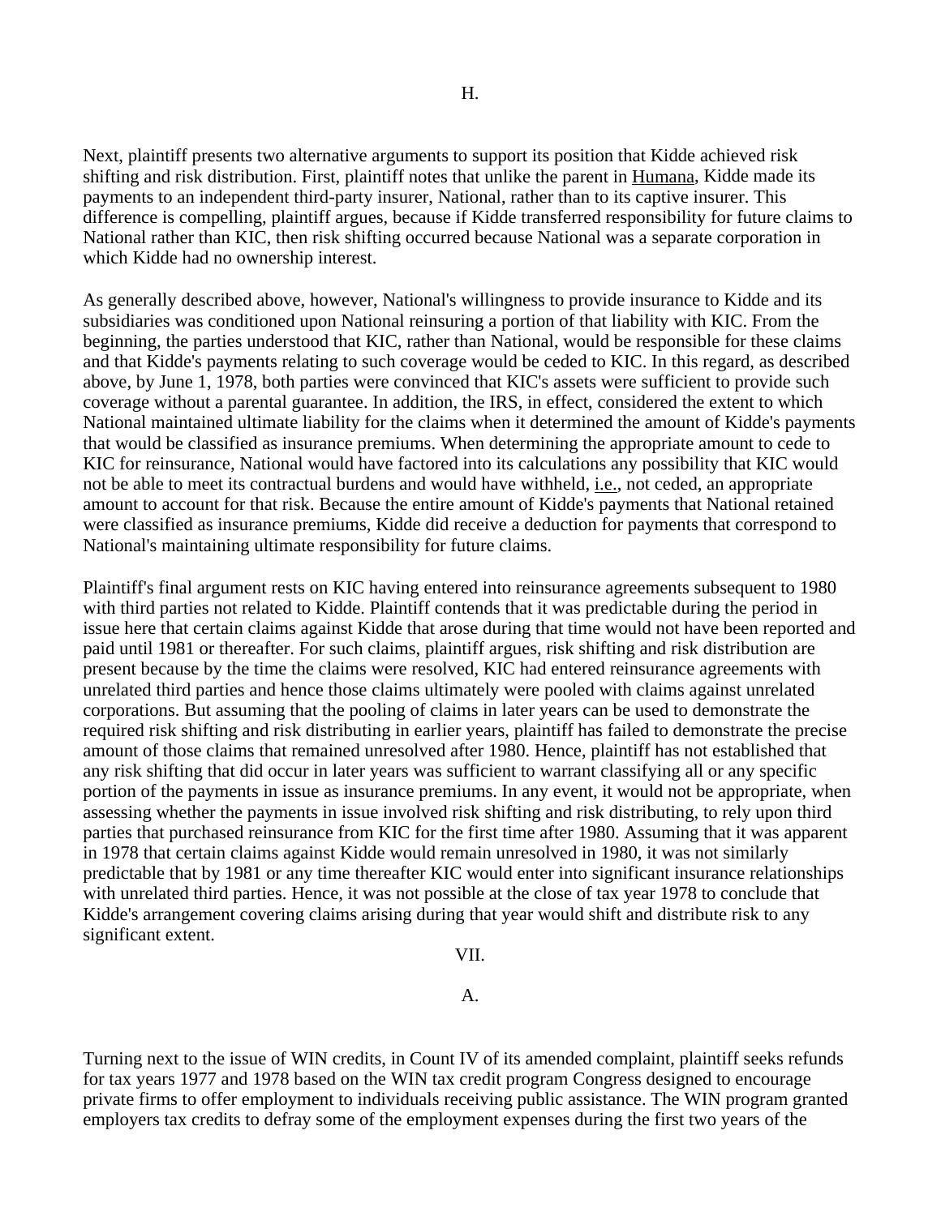### H.

Next, plaintiff presents two alternative arguments to support its position that Kidde achieved risk shifting and risk distribution. First, plaintiff notes that unlike the parent in Humana, Kidde made its payments to an independent third-party insurer, National, rather than to its captive insurer. This difference is compelling, plaintiff argues, because if Kidde transferred responsibility for future claims to National rather than KIC, then risk shifting occurred because National was a separate corporation in which Kidde had no ownership interest.

As generally described above, however, National's willingness to provide insurance to Kidde and its subsidiaries was conditioned upon National reinsuring a portion of that liability with KIC. From the beginning, the parties understood that KIC, rather than National, would be responsible for these claims and that Kidde's payments relating to such coverage would be ceded to KIC. In this regard, as described above, by June 1, 1978, both parties were convinced that KIC's assets were sufficient to provide such coverage without a parental guarantee. In addition, the IRS, in effect, considered the extent to which National maintained ultimate liability for the claims when it determined the amount of Kidde's payments that would be classified as insurance premiums. When determining the appropriate amount to cede to KIC for reinsurance, National would have factored into its calculations any possibility that KIC would not be able to meet its contractual burdens and would have withheld, i.e., not ceded, an appropriate amount to account for that risk. Because the entire amount of Kidde's payments that National retained were classified as insurance premiums, Kidde did receive a deduction for payments that correspond to National's maintaining ultimate responsibility for future claims.

Plaintiff's final argument rests on KIC having entered into reinsurance agreements subsequent to 1980 with third parties not related to Kidde. Plaintiff contends that it was predictable during the period in issue here that certain claims against Kidde that arose during that time would not have been reported and paid until 1981 or thereafter. For such claims, plaintiff argues, risk shifting and risk distribution are present because by the time the claims were resolved, KIC had entered reinsurance agreements with unrelated third parties and hence those claims ultimately were pooled with claims against unrelated corporations. But assuming that the pooling of claims in later years can be used to demonstrate the required risk shifting and risk distributing in earlier years, plaintiff has failed to demonstrate the precise amount of those claims that remained unresolved after 1980. Hence, plaintiff has not established that any risk shifting that did occur in later years was sufficient to warrant classifying all or any specific portion of the payments in issue as insurance premiums. In any event, it would not be appropriate, when assessing whether the payments in issue involved risk shifting and risk distributing, to rely upon third parties that purchased reinsurance from KIC for the first time after 1980. Assuming that it was apparent in 1978 that certain claims against Kidde would remain unresolved in 1980, it was not similarly predictable that by 1981 or any time thereafter KIC would enter into significant insurance relationships with unrelated third parties. Hence, it was not possible at the close of tax year 1978 to conclude that Kidde's arrangement covering claims arising during that year would shift and distribute risk to any significant extent.

## VII.

### A.

Turning next to the issue of WIN credits, in Count IV of its amended complaint, plaintiff seeks refunds for tax years 1977 and 1978 based on the WIN tax credit program Congress designed to encourage private firms to offer employment to individuals receiving public assistance. The WIN program granted employers tax credits to defray some of the employment expenses during the first two years of the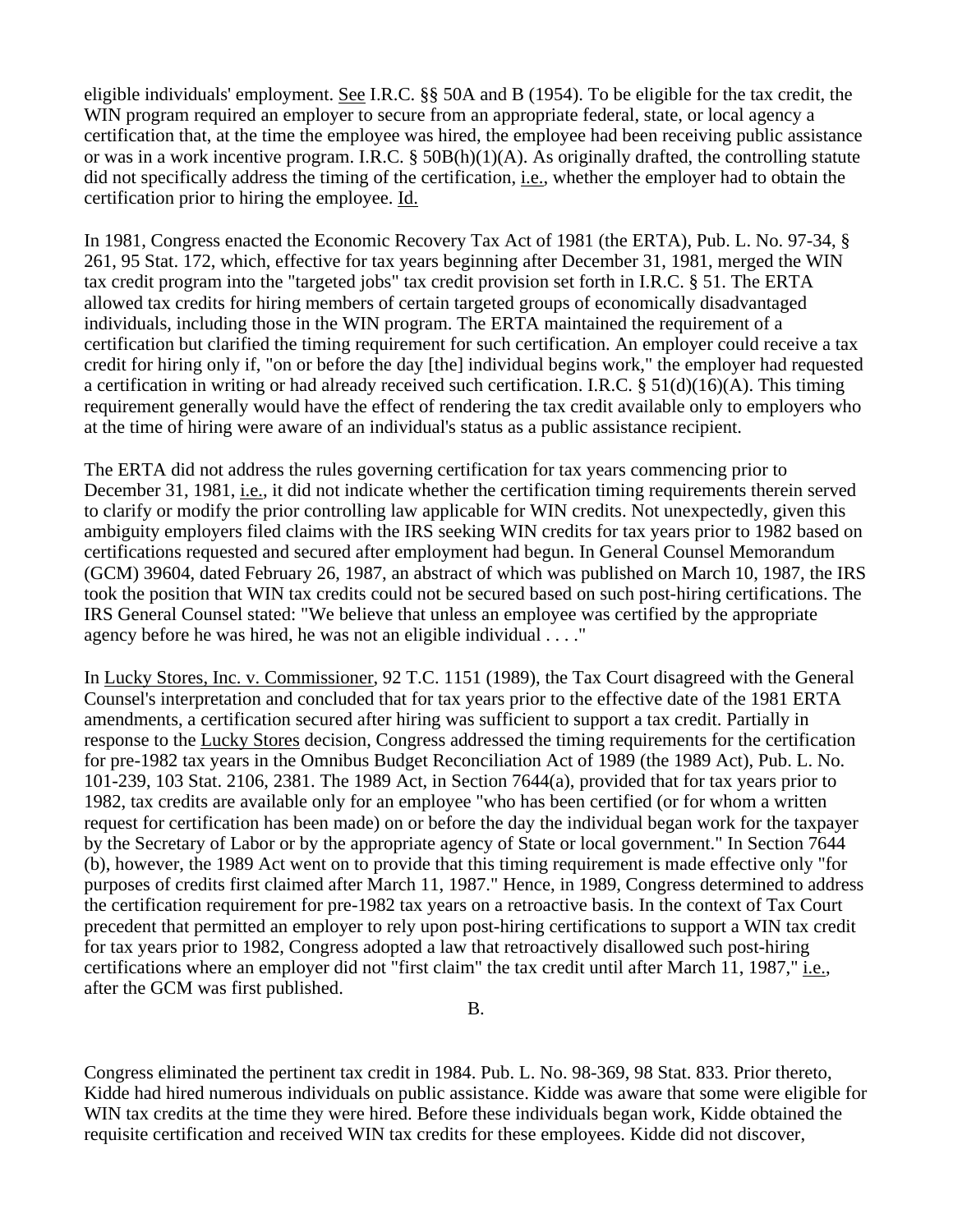eligible individuals' employment. See I.R.C. §§ 50A and B (1954). To be eligible for the tax credit, the WIN program required an employer to secure from an appropriate federal, state, or local agency a certification that, at the time the employee was hired, the employee had been receiving public assistance or was in a work incentive program. I.R.C. § 50B(h)(1)(A). As originally drafted, the controlling statute did not specifically address the timing of the certification, i.e., whether the employer had to obtain the certification prior to hiring the employee. Id.

In 1981, Congress enacted the Economic Recovery Tax Act of 1981 (the ERTA), Pub. L. No. 97-34, § 261, 95 Stat. 172, which, effective for tax years beginning after December 31, 1981, merged the WIN tax credit program into the "targeted jobs" tax credit provision set forth in I.R.C. § 51. The ERTA allowed tax credits for hiring members of certain targeted groups of economically disadvantaged individuals, including those in the WIN program. The ERTA maintained the requirement of a certification but clarified the timing requirement for such certification. An employer could receive a tax credit for hiring only if, "on or before the day [the] individual begins work," the employer had requested a certification in writing or had already received such certification. I.R.C. § 51(d)(16)(A). This timing requirement generally would have the effect of rendering the tax credit available only to employers who at the time of hiring were aware of an individual's status as a public assistance recipient.

The ERTA did not address the rules governing certification for tax years commencing prior to December 31, 1981, i.e., it did not indicate whether the certification timing requirements therein served to clarify or modify the prior controlling law applicable for WIN credits. Not unexpectedly, given this ambiguity employers filed claims with the IRS seeking WIN credits for tax years prior to 1982 based on certifications requested and secured after employment had begun. In General Counsel Memorandum (GCM) 39604, dated February 26, 1987, an abstract of which was published on March 10, 1987, the IRS took the position that WIN tax credits could not be secured based on such post-hiring certifications. The IRS General Counsel stated: "We believe that unless an employee was certified by the appropriate agency before he was hired, he was not an eligible individual . . . ."

In Lucky Stores, Inc. v. Commissioner, 92 T.C. 1151 (1989), the Tax Court disagreed with the General Counsel's interpretation and concluded that for tax years prior to the effective date of the 1981 ERTA amendments, a certification secured after hiring was sufficient to support a tax credit. Partially in response to the Lucky Stores decision, Congress addressed the timing requirements for the certification for pre-1982 tax years in the Omnibus Budget Reconciliation Act of 1989 (the 1989 Act), Pub. L. No. 101-239, 103 Stat. 2106, 2381. The 1989 Act, in Section 7644(a), provided that for tax years prior to 1982, tax credits are available only for an employee "who has been certified (or for whom a written request for certification has been made) on or before the day the individual began work for the taxpayer by the Secretary of Labor or by the appropriate agency of State or local government." In Section 7644 (b), however, the 1989 Act went on to provide that this timing requirement is made effective only "for purposes of credits first claimed after March 11, 1987." Hence, in 1989, Congress determined to address the certification requirement for pre-1982 tax years on a retroactive basis. In the context of Tax Court precedent that permitted an employer to rely upon post-hiring certifications to support a WIN tax credit for tax years prior to 1982, Congress adopted a law that retroactively disallowed such post-hiring certifications where an employer did not "first claim" the tax credit until after March 11, 1987," i.e., after the GCM was first published.

B.

Congress eliminated the pertinent tax credit in 1984. Pub. L. No. 98-369, 98 Stat. 833. Prior thereto, Kidde had hired numerous individuals on public assistance. Kidde was aware that some were eligible for WIN tax credits at the time they were hired. Before these individuals began work, Kidde obtained the requisite certification and received WIN tax credits for these employees. Kidde did not discover,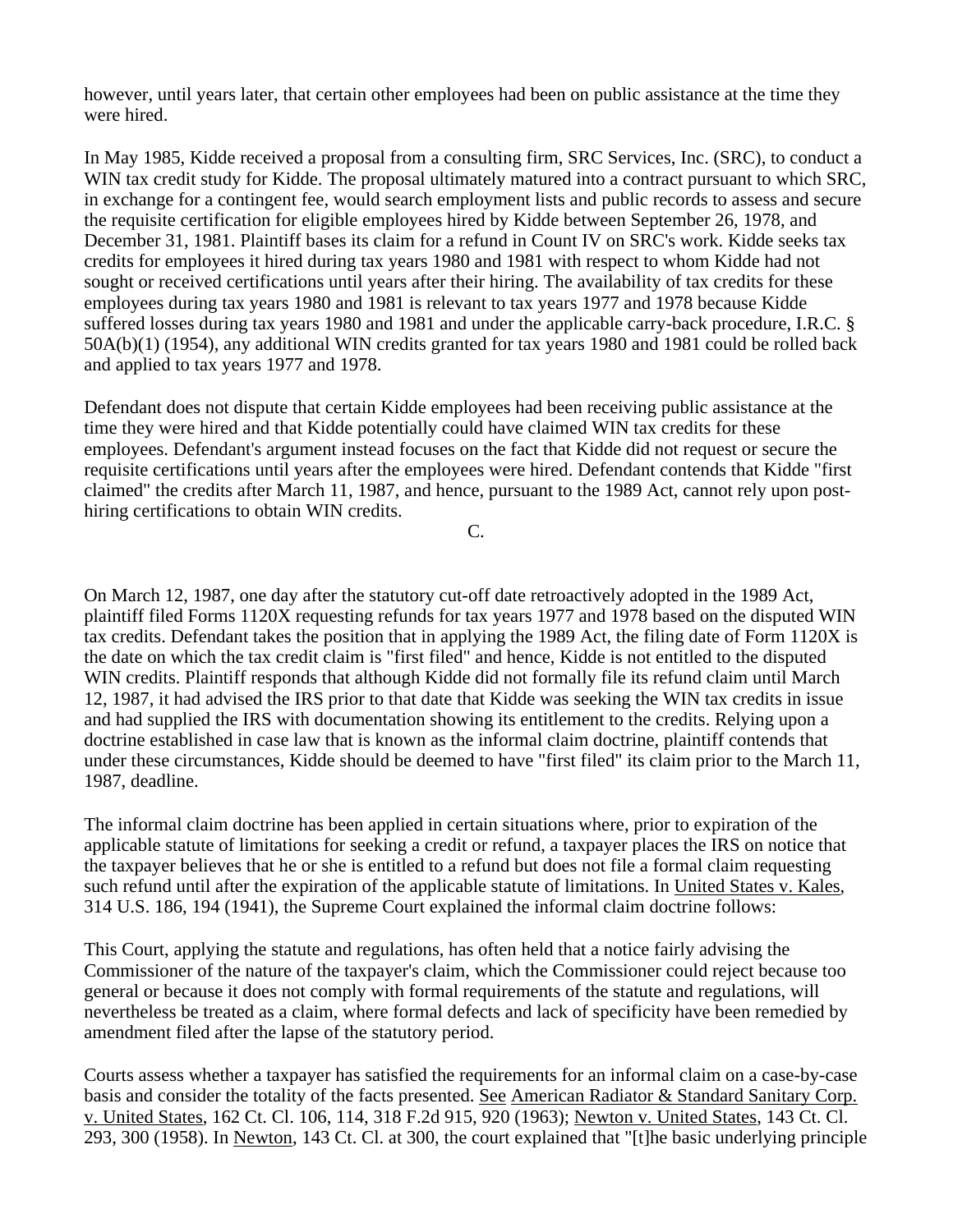however, until years later, that certain other employees had been on public assistance at the time they were hired.

In May 1985, Kidde received a proposal from a consulting firm, SRC Services, Inc. (SRC), to conduct a WIN tax credit study for Kidde. The proposal ultimately matured into a contract pursuant to which SRC, in exchange for a contingent fee, would search employment lists and public records to assess and secure the requisite certification for eligible employees hired by Kidde between September 26, 1978, and December 31, 1981. Plaintiff bases its claim for a refund in Count IV on SRC's work. Kidde seeks tax credits for employees it hired during tax years 1980 and 1981 with respect to whom Kidde had not sought or received certifications until years after their hiring. The availability of tax credits for these employees during tax years 1980 and 1981 is relevant to tax years 1977 and 1978 because Kidde suffered losses during tax years 1980 and 1981 and under the applicable carry-back procedure, I.R.C. § 50A(b)(1) (1954), any additional WIN credits granted for tax years 1980 and 1981 could be rolled back and applied to tax years 1977 and 1978.

Defendant does not dispute that certain Kidde employees had been receiving public assistance at the time they were hired and that Kidde potentially could have claimed WIN tax credits for these employees. Defendant's argument instead focuses on the fact that Kidde did not request or secure the requisite certifications until years after the employees were hired. Defendant contends that Kidde "first claimed" the credits after March 11, 1987, and hence, pursuant to the 1989 Act, cannot rely upon post-hiring certifications to obtain WIN credits.

C.

On March 12, 1987, one day after the statutory cut-off date retroactively adopted in the 1989 Act, plaintiff filed Forms 1120X requesting refunds for tax years 1977 and 1978 based on the disputed WIN tax credits. Defendant takes the position that in applying the 1989 Act, the filing date of Form 1120X is the date on which the tax credit claim is "first filed" and hence, Kidde is not entitled to the disputed WIN credits. Plaintiff responds that although Kidde did not formally file its refund claim until March 12, 1987, it had advised the IRS prior to that date that Kidde was seeking the WIN tax credits in issue and had supplied the IRS with documentation showing its entitlement to the credits. Relying upon a doctrine established in case law that is known as the informal claim doctrine, plaintiff contends that under these circumstances, Kidde should be deemed to have "first filed" its claim prior to the March 11, 1987, deadline.

The informal claim doctrine has been applied in certain situations where, prior to expiration of the applicable statute of limitations for seeking a credit or refund, a taxpayer places the IRS on notice that the taxpayer believes that he or she is entitled to a refund but does not file a formal claim requesting such refund until after the expiration of the applicable statute of limitations. In United States v. Kales, 314 U.S. 186, 194 (1941), the Supreme Court explained the informal claim doctrine follows:

This Court, applying the statute and regulations, has often held that a notice fairly advising the Commissioner of the nature of the taxpayer's claim, which the Commissioner could reject because too general or because it does not comply with formal requirements of the statute and regulations, will nevertheless be treated as a claim, where formal defects and lack of specificity have been remedied by amendment filed after the lapse of the statutory period.

Courts assess whether a taxpayer has satisfied the requirements for an informal claim on a case-by-case basis and consider the totality of the facts presented. See American Radiator & Standard Sanitary Corp. v. United States, 162 Ct. Cl. 106, 114, 318 F.2d 915, 920 (1963); Newton v. United States, 143 Ct. Cl. 293, 300 (1958). In Newton, 143 Ct. Cl. at 300, the court explained that "[t]he basic underlying principle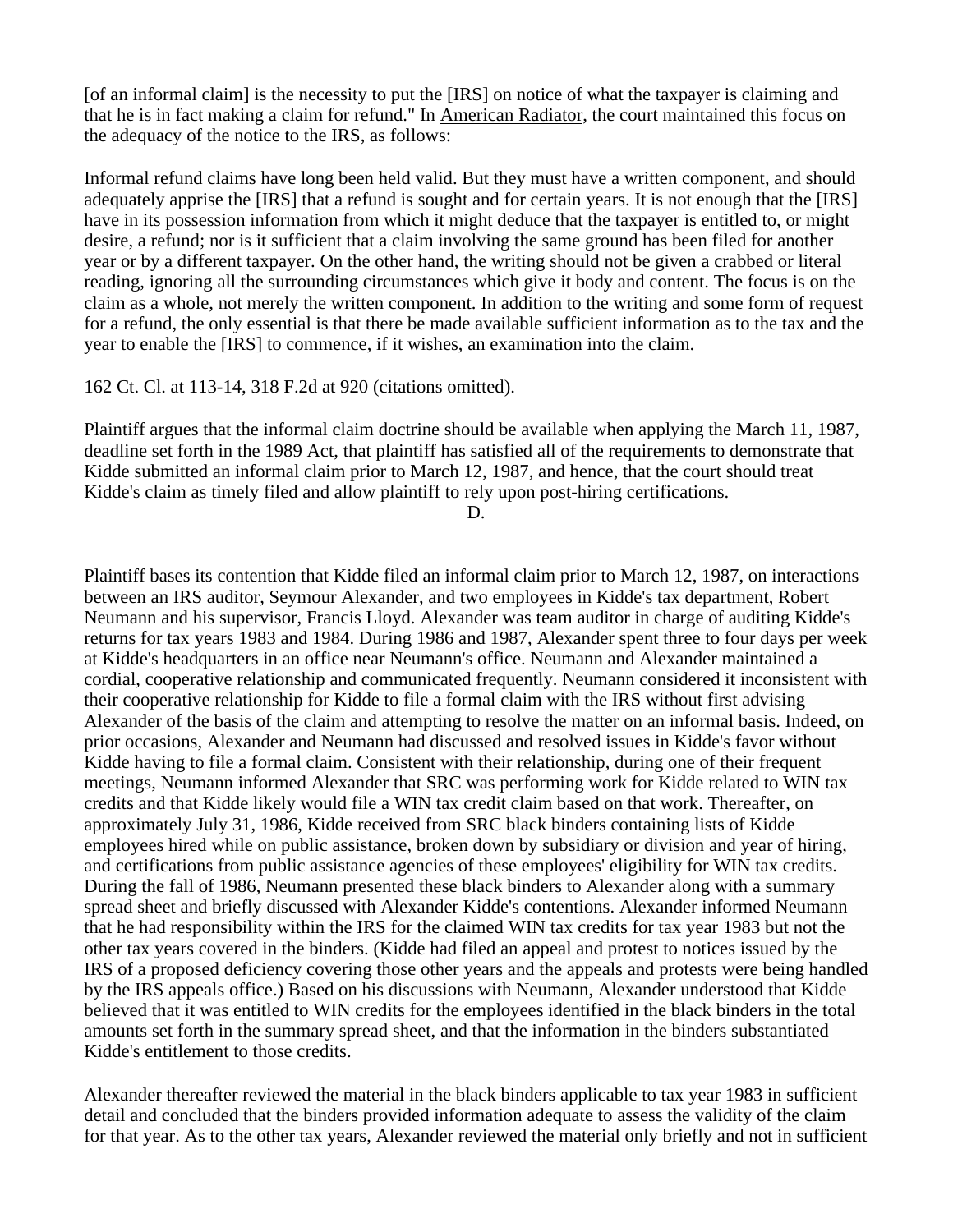[of an informal claim] is the necessity to put the [IRS] on notice of what the taxpayer is claiming and that he is in fact making a claim for refund." In American Radiator, the court maintained this focus on the adequacy of the notice to the IRS, as follows:

Informal refund claims have long been held valid. But they must have a written component, and should adequately apprise the [IRS] that a refund is sought and for certain years. It is not enough that the [IRS] have in its possession information from which it might deduce that the taxpayer is entitled to, or might desire, a refund; nor is it sufficient that a claim involving the same ground has been filed for another year or by a different taxpayer. On the other hand, the writing should not be given a crabbed or literal reading, ignoring all the surrounding circumstances which give it body and content. The focus is on the claim as a whole, not merely the written component. In addition to the writing and some form of request for a refund, the only essential is that there be made available sufficient information as to the tax and the year to enable the [IRS] to commence, if it wishes, an examination into the claim.

162 Ct. Cl. at 113-14, 318 F.2d at 920 (citations omitted).

Plaintiff argues that the informal claim doctrine should be available when applying the March 11, 1987, deadline set forth in the 1989 Act, that plaintiff has satisfied all of the requirements to demonstrate that Kidde submitted an informal claim prior to March 12, 1987, and hence, that the court should treat Kidde's claim as timely filed and allow plaintiff to rely upon post-hiring certifications.

D.

Plaintiff bases its contention that Kidde filed an informal claim prior to March 12, 1987, on interactions between an IRS auditor, Seymour Alexander, and two employees in Kidde's tax department, Robert Neumann and his supervisor, Francis Lloyd. Alexander was team auditor in charge of auditing Kidde's returns for tax years 1983 and 1984. During 1986 and 1987, Alexander spent three to four days per week at Kidde's headquarters in an office near Neumann's office. Neumann and Alexander maintained a cordial, cooperative relationship and communicated frequently. Neumann considered it inconsistent with their cooperative relationship for Kidde to file a formal claim with the IRS without first advising Alexander of the basis of the claim and attempting to resolve the matter on an informal basis. Indeed, on prior occasions, Alexander and Neumann had discussed and resolved issues in Kidde's favor without Kidde having to file a formal claim. Consistent with their relationship, during one of their frequent meetings, Neumann informed Alexander that SRC was performing work for Kidde related to WIN tax credits and that Kidde likely would file a WIN tax credit claim based on that work. Thereafter, on approximately July 31, 1986, Kidde received from SRC black binders containing lists of Kidde employees hired while on public assistance, broken down by subsidiary or division and year of hiring, and certifications from public assistance agencies of these employees' eligibility for WIN tax credits. During the fall of 1986, Neumann presented these black binders to Alexander along with a summary spread sheet and briefly discussed with Alexander Kidde's contentions. Alexander informed Neumann that he had responsibility within the IRS for the claimed WIN tax credits for tax year 1983 but not the other tax years covered in the binders. (Kidde had filed an appeal and protest to notices issued by the IRS of a proposed deficiency covering those other years and the appeals and protests were being handled by the IRS appeals office.) Based on his discussions with Neumann, Alexander understood that Kidde believed that it was entitled to WIN credits for the employees identified in the black binders in the total amounts set forth in the summary spread sheet, and that the information in the binders substantiated Kidde's entitlement to those credits.

Alexander thereafter reviewed the material in the black binders applicable to tax year 1983 in sufficient detail and concluded that the binders provided information adequate to assess the validity of the claim for that year. As to the other tax years, Alexander reviewed the material only briefly and not in sufficient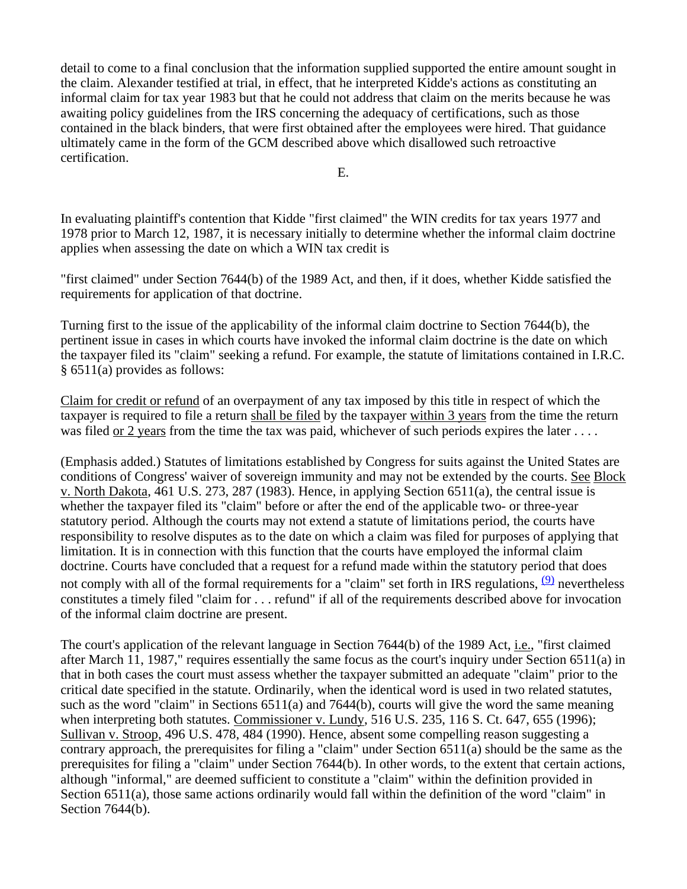detail to come to a final conclusion that the information supplied supported the entire amount sought in the claim. Alexander testified at trial, in effect, that he interpreted Kidde's actions as constituting an informal claim for tax year 1983 but that he could not address that claim on the merits because he was awaiting policy guidelines from the IRS concerning the adequacy of certifications, such as those contained in the black binders, that were first obtained after the employees were hired. That guidance ultimately came in the form of the GCM described above which disallowed such retroactive certification.

E.

In evaluating plaintiff's contention that Kidde "first claimed" the WIN credits for tax years 1977 and 1978 prior to March 12, 1987, it is necessary initially to determine whether the informal claim doctrine applies when assessing the date on which a WIN tax credit is

"first claimed" under Section 7644(b) of the 1989 Act, and then, if it does, whether Kidde satisfied the requirements for application of that doctrine.

Turning first to the issue of the applicability of the informal claim doctrine to Section 7644(b), the pertinent issue in cases in which courts have invoked the informal claim doctrine is the date on which the taxpayer filed its "claim" seeking a refund. For example, the statute of limitations contained in I.R.C. § 6511(a) provides as follows:

Claim for credit or refund of an overpayment of any tax imposed by this title in respect of which the taxpayer is required to file a return shall be filed by the taxpayer within 3 years from the time the return was filed or 2 years from the time the tax was paid, whichever of such periods expires the later . . . .

(Emphasis added.) Statutes of limitations established by Congress for suits against the United States are conditions of Congress' waiver of sovereign immunity and may not be extended by the courts. See Block v. North Dakota, 461 U.S. 273, 287 (1983). Hence, in applying Section 6511(a), the central issue is whether the taxpayer filed its "claim" before or after the end of the applicable two- or three-year statutory period. Although the courts may not extend a statute of limitations period, the courts have responsibility to resolve disputes as to the date on which a claim was filed for purposes of applying that limitation. It is in connection with this function that the courts have employed the informal claim doctrine. Courts have concluded that a request for a refund made within the statutory period that does not comply with all of the formal requirements for a "claim" set forth in IRS regulations, [(9)] nevertheless constitutes a timely filed "claim for . . . refund" if all of the requirements described above for invocation of the informal claim doctrine are present.

The court's application of the relevant language in Section 7644(b) of the 1989 Act, i.e., "first claimed after March 11, 1987," requires essentially the same focus as the court's inquiry under Section 6511(a) in that in both cases the court must assess whether the taxpayer submitted an adequate "claim" prior to the critical date specified in the statute. Ordinarily, when the identical word is used in two related statutes, such as the word "claim" in Sections 6511(a) and 7644(b), courts will give the word the same meaning when interpreting both statutes. Commissioner v. Lundy, 516 U.S. 235, 116 S. Ct. 647, 655 (1996); Sullivan v. Stroop, 496 U.S. 478, 484 (1990). Hence, absent some compelling reason suggesting a contrary approach, the prerequisites for filing a "claim" under Section 6511(a) should be the same as the prerequisites for filing a "claim" under Section 7644(b). In other words, to the extent that certain actions, although "informal," are deemed sufficient to constitute a "claim" within the definition provided in Section 6511(a), those same actions ordinarily would fall within the definition of the word "claim" in Section 7644(b).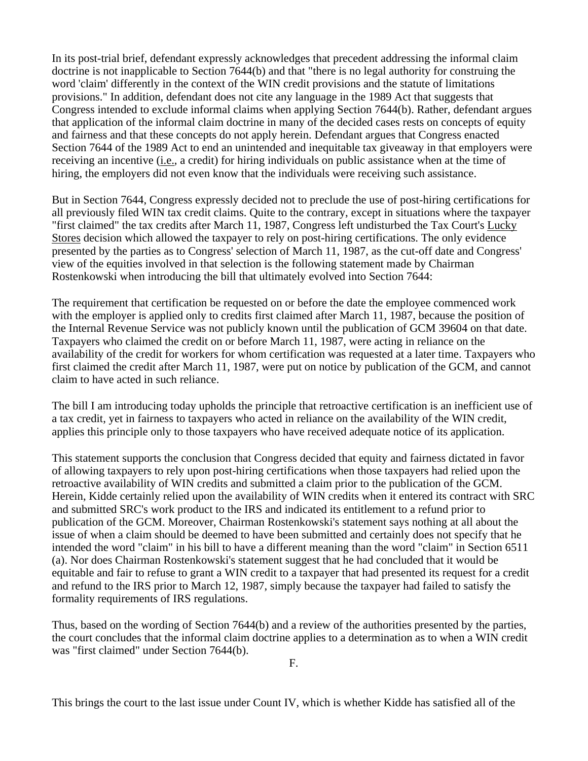In its post-trial brief, defendant expressly acknowledges that precedent addressing the informal claim doctrine is not inapplicable to Section 7644(b) and that "there is no legal authority for construing the word 'claim' differently in the context of the WIN credit provisions and the statute of limitations provisions." In addition, defendant does not cite any language in the 1989 Act that suggests that Congress intended to exclude informal claims when applying Section 7644(b). Rather, defendant argues that application of the informal claim doctrine in many of the decided cases rests on concepts of equity and fairness and that these concepts do not apply herein. Defendant argues that Congress enacted Section 7644 of the 1989 Act to end an unintended and inequitable tax giveaway in that employers were receiving an incentive (i.e., a credit) for hiring individuals on public assistance when at the time of hiring, the employers did not even know that the individuals were receiving such assistance.

But in Section 7644, Congress expressly decided not to preclude the use of post-hiring certifications for all previously filed WIN tax credit claims. Quite to the contrary, except in situations where the taxpayer "first claimed" the tax credits after March 11, 1987, Congress left undisturbed the Tax Court's Lucky Stores decision which allowed the taxpayer to rely on post-hiring certifications. The only evidence presented by the parties as to Congress' selection of March 11, 1987, as the cut-off date and Congress' view of the equities involved in that selection is the following statement made by Chairman Rostenkowski when introducing the bill that ultimately evolved into Section 7644:

The requirement that certification be requested on or before the date the employee commenced work with the employer is applied only to credits first claimed after March 11, 1987, because the position of the Internal Revenue Service was not publicly known until the publication of GCM 39604 on that date. Taxpayers who claimed the credit on or before March 11, 1987, were acting in reliance on the availability of the credit for workers for whom certification was requested at a later time. Taxpayers who first claimed the credit after March 11, 1987, were put on notice by publication of the GCM, and cannot claim to have acted in such reliance.

The bill I am introducing today upholds the principle that retroactive certification is an inefficient use of a tax credit, yet in fairness to taxpayers who acted in reliance on the availability of the WIN credit, applies this principle only to those taxpayers who have received adequate notice of its application.

This statement supports the conclusion that Congress decided that equity and fairness dictated in favor of allowing taxpayers to rely upon post-hiring certifications when those taxpayers had relied upon the retroactive availability of WIN credits and submitted a claim prior to the publication of the GCM. Herein, Kidde certainly relied upon the availability of WIN credits when it entered its contract with SRC and submitted SRC's work product to the IRS and indicated its entitlement to a refund prior to publication of the GCM. Moreover, Chairman Rostenkowski's statement says nothing at all about the issue of when a claim should be deemed to have been submitted and certainly does not specify that he intended the word "claim" in his bill to have a different meaning than the word "claim" in Section 6511 (a). Nor does Chairman Rostenkowski's statement suggest that he had concluded that it would be equitable and fair to refuse to grant a WIN credit to a taxpayer that had presented its request for a credit and refund to the IRS prior to March 12, 1987, simply because the taxpayer had failed to satisfy the formality requirements of IRS regulations.

Thus, based on the wording of Section 7644(b) and a review of the authorities presented by the parties, the court concludes that the informal claim doctrine applies to a determination as to when a WIN credit was "first claimed" under Section 7644(b).

F.

This brings the court to the last issue under Count IV, which is whether Kidde has satisfied all of the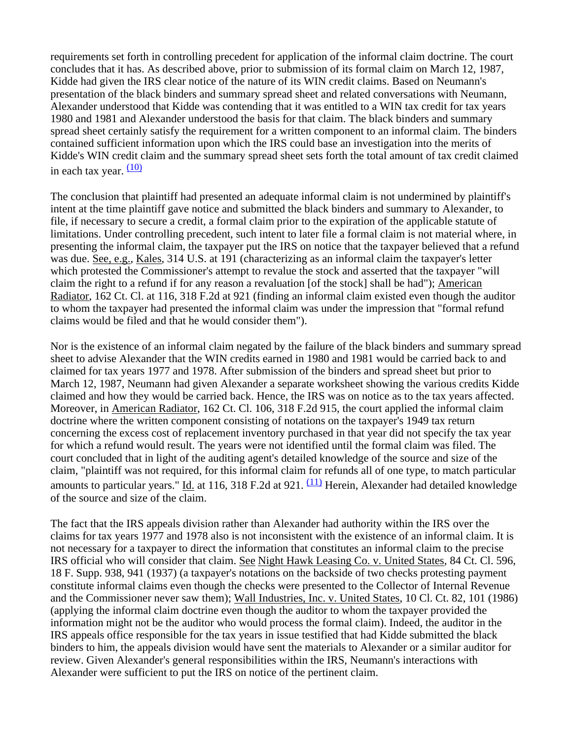requirements set forth in controlling precedent for application of the informal claim doctrine. The court concludes that it has. As described above, prior to submission of its formal claim on March 12, 1987, Kidde had given the IRS clear notice of the nature of its WIN credit claims. Based on Neumann's presentation of the black binders and summary spread sheet and related conversations with Neumann, Alexander understood that Kidde was contending that it was entitled to a WIN tax credit for tax years 1980 and 1981 and Alexander understood the basis for that claim. The black binders and summary spread sheet certainly satisfy the requirement for a written component to an informal claim. The binders contained sufficient information upon which the IRS could base an investigation into the merits of Kidde's WIN credit claim and the summary spread sheet sets forth the total amount of tax credit claimed in each tax year. (10)

The conclusion that plaintiff had presented an adequate informal claim is not undermined by plaintiff's intent at the time plaintiff gave notice and submitted the black binders and summary to Alexander, to file, if necessary to secure a credit, a formal claim prior to the expiration of the applicable statute of limitations. Under controlling precedent, such intent to later file a formal claim is not material where, in presenting the informal claim, the taxpayer put the IRS on notice that the taxpayer believed that a refund was due. See, e.g., Kales, 314 U.S. at 191 (characterizing as an informal claim the taxpayer's letter which protested the Commissioner's attempt to revalue the stock and asserted that the taxpayer "will claim the right to a refund if for any reason a revaluation [of the stock] shall be had"); American Radiator, 162 Ct. Cl. at 116, 318 F.2d at 921 (finding an informal claim existed even though the auditor to whom the taxpayer had presented the informal claim was under the impression that "formal refund claims would be filed and that he would consider them").

Nor is the existence of an informal claim negated by the failure of the black binders and summary spread sheet to advise Alexander that the WIN credits earned in 1980 and 1981 would be carried back to and claimed for tax years 1977 and 1978. After submission of the binders and spread sheet but prior to March 12, 1987, Neumann had given Alexander a separate worksheet showing the various credits Kidde claimed and how they would be carried back. Hence, the IRS was on notice as to the tax years affected. Moreover, in American Radiator, 162 Ct. Cl. 106, 318 F.2d 915, the court applied the informal claim doctrine where the written component consisting of notations on the taxpayer's 1949 tax return concerning the excess cost of replacement inventory purchased in that year did not specify the tax year for which a refund would result. The years were not identified until the formal claim was filed. The court concluded that in light of the auditing agent's detailed knowledge of the source and size of the claim, "plaintiff was not required, for this informal claim for refunds all of one type, to match particular amounts to particular years." Id. at 116, 318 F.2d at 921. (11) Herein, Alexander had detailed knowledge of the source and size of the claim.

The fact that the IRS appeals division rather than Alexander had authority within the IRS over the claims for tax years 1977 and 1978 also is not inconsistent with the existence of an informal claim. It is not necessary for a taxpayer to direct the information that constitutes an informal claim to the precise IRS official who will consider that claim. See Night Hawk Leasing Co. v. United States, 84 Ct. Cl. 596, 18 F. Supp. 938, 941 (1937) (a taxpayer's notations on the backside of two checks protesting payment constitute informal claims even though the checks were presented to the Collector of Internal Revenue and the Commissioner never saw them); Wall Industries, Inc. v. United States, 10 Cl. Ct. 82, 101 (1986) (applying the informal claim doctrine even though the auditor to whom the taxpayer provided the information might not be the auditor who would process the formal claim). Indeed, the auditor in the IRS appeals office responsible for the tax years in issue testified that had Kidde submitted the black binders to him, the appeals division would have sent the materials to Alexander or a similar auditor for review. Given Alexander's general responsibilities within the IRS, Neumann's interactions with Alexander were sufficient to put the IRS on notice of the pertinent claim.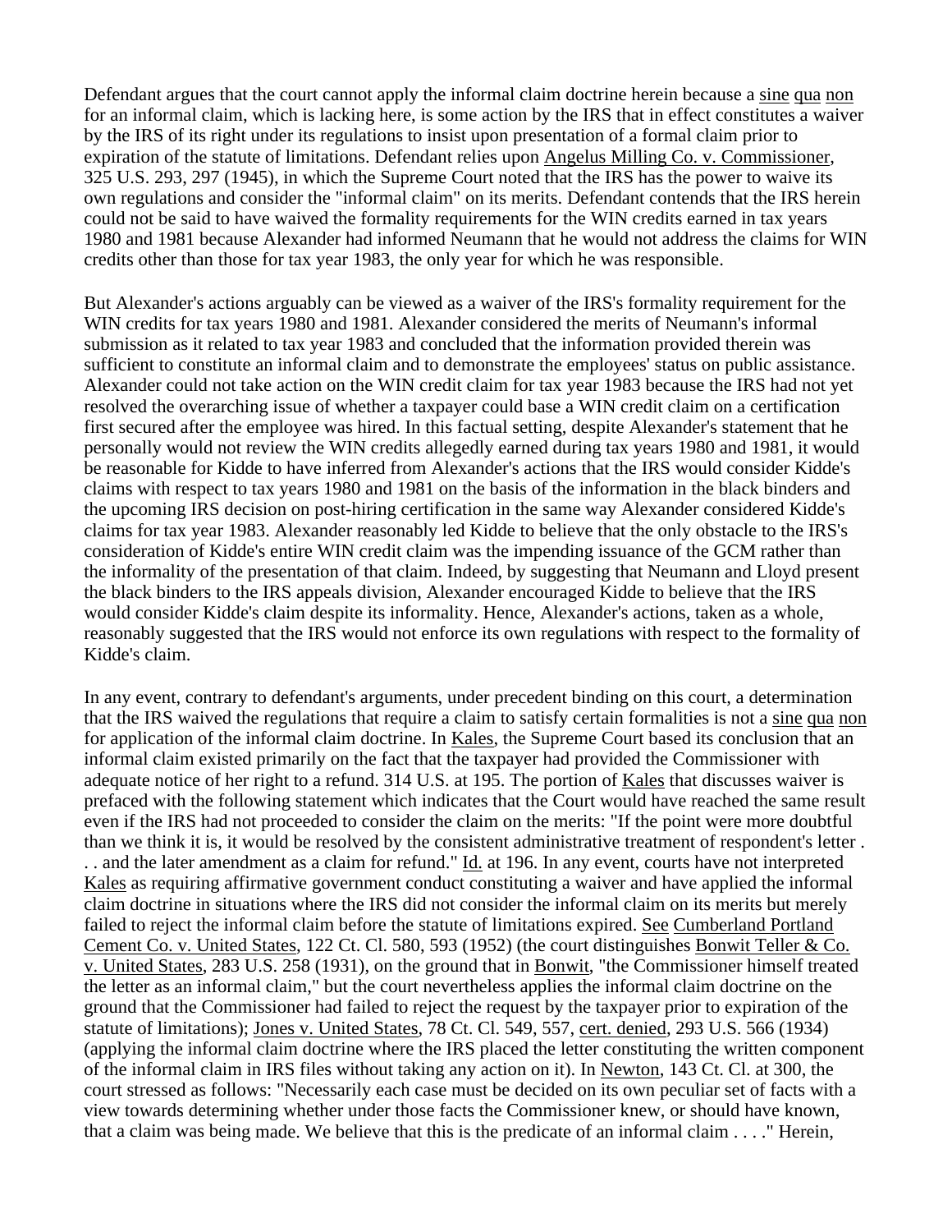Defendant argues that the court cannot apply the informal claim doctrine herein because a sine qua non for an informal claim, which is lacking here, is some action by the IRS that in effect constitutes a waiver by the IRS of its right under its regulations to insist upon presentation of a formal claim prior to expiration of the statute of limitations. Defendant relies upon Angelus Milling Co. v. Commissioner, 325 U.S. 293, 297 (1945), in which the Supreme Court noted that the IRS has the power to waive its own regulations and consider the "informal claim" on its merits. Defendant contends that the IRS herein could not be said to have waived the formality requirements for the WIN credits earned in tax years 1980 and 1981 because Alexander had informed Neumann that he would not address the claims for WIN credits other than those for tax year 1983, the only year for which he was responsible.

But Alexander's actions arguably can be viewed as a waiver of the IRS's formality requirement for the WIN credits for tax years 1980 and 1981. Alexander considered the merits of Neumann's informal submission as it related to tax year 1983 and concluded that the information provided therein was sufficient to constitute an informal claim and to demonstrate the employees' status on public assistance. Alexander could not take action on the WIN credit claim for tax year 1983 because the IRS had not yet resolved the overarching issue of whether a taxpayer could base a WIN credit claim on a certification first secured after the employee was hired. In this factual setting, despite Alexander's statement that he personally would not review the WIN credits allegedly earned during tax years 1980 and 1981, it would be reasonable for Kidde to have inferred from Alexander's actions that the IRS would consider Kidde's claims with respect to tax years 1980 and 1981 on the basis of the information in the black binders and the upcoming IRS decision on post-hiring certification in the same way Alexander considered Kidde's claims for tax year 1983. Alexander reasonably led Kidde to believe that the only obstacle to the IRS's consideration of Kidde's entire WIN credit claim was the impending issuance of the GCM rather than the informality of the presentation of that claim. Indeed, by suggesting that Neumann and Lloyd present the black binders to the IRS appeals division, Alexander encouraged Kidde to believe that the IRS would consider Kidde's claim despite its informality. Hence, Alexander's actions, taken as a whole, reasonably suggested that the IRS would not enforce its own regulations with respect to the formality of Kidde's claim.

In any event, contrary to defendant's arguments, under precedent binding on this court, a determination that the IRS waived the regulations that require a claim to satisfy certain formalities is not a sine qua non for application of the informal claim doctrine. In Kales, the Supreme Court based its conclusion that an informal claim existed primarily on the fact that the taxpayer had provided the Commissioner with adequate notice of her right to a refund. 314 U.S. at 195. The portion of Kales that discusses waiver is prefaced with the following statement which indicates that the Court would have reached the same result even if the IRS had not proceeded to consider the claim on the merits: "If the point were more doubtful than we think it is, it would be resolved by the consistent administrative treatment of respondent's letter . . . and the later amendment as a claim for refund." Id. at 196. In any event, courts have not interpreted Kales as requiring affirmative government conduct constituting a waiver and have applied the informal claim doctrine in situations where the IRS did not consider the informal claim on its merits but merely failed to reject the informal claim before the statute of limitations expired. See Cumberland Portland Cement Co. v. United States, 122 Ct. Cl. 580, 593 (1952) (the court distinguishes Bonwit Teller & Co. v. United States, 283 U.S. 258 (1931), on the ground that in Bonwit, "the Commissioner himself treated the letter as an informal claim," but the court nevertheless applies the informal claim doctrine on the ground that the Commissioner had failed to reject the request by the taxpayer prior to expiration of the statute of limitations); Jones v. United States, 78 Ct. Cl. 549, 557, cert. denied, 293 U.S. 566 (1934) (applying the informal claim doctrine where the IRS placed the letter constituting the written component of the informal claim in IRS files without taking any action on it). In Newton, 143 Ct. Cl. at 300, the court stressed as follows: "Necessarily each case must be decided on its own peculiar set of facts with a view towards determining whether under those facts the Commissioner knew, or should have known, that a claim was being made. We believe that this is the predicate of an informal claim . . . ." Herein,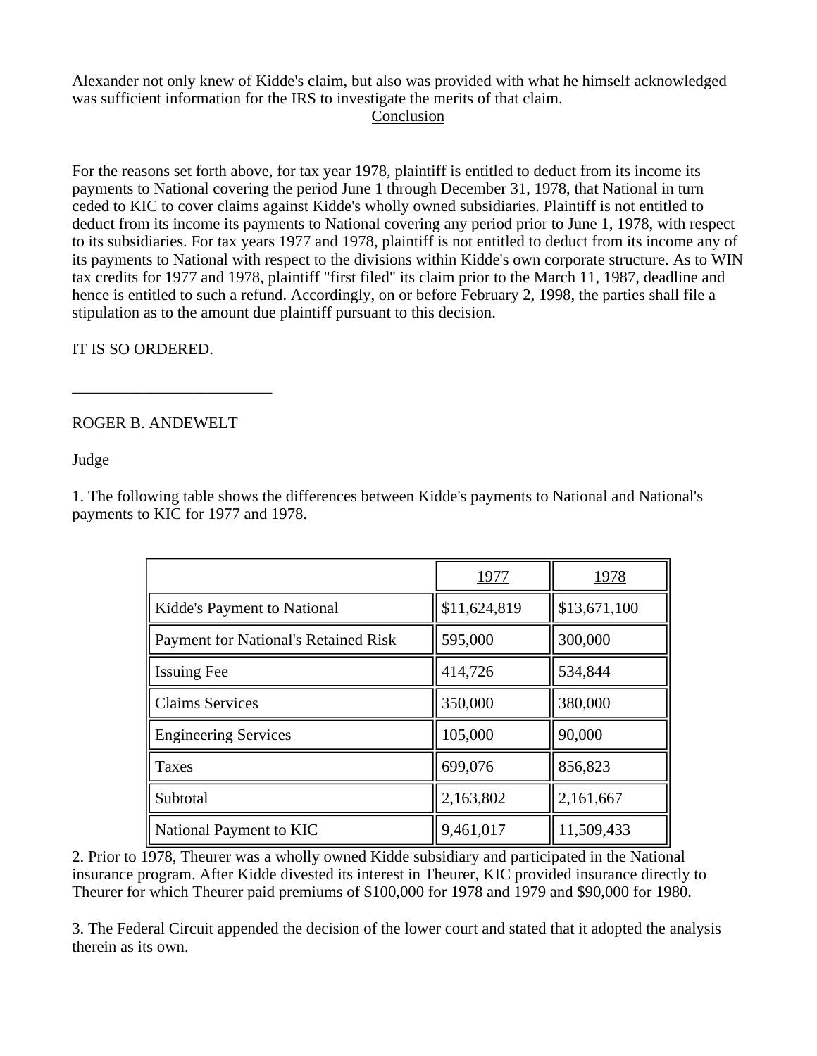Alexander not only knew of Kidde's claim, but also was provided with what he himself acknowledged was sufficient information for the IRS to investigate the merits of that claim.

## Conclusion

For the reasons set forth above, for tax year 1978, plaintiff is entitled to deduct from its income its payments to National covering the period June 1 through December 31, 1978, that National in turn ceded to KIC to cover claims against Kidde's wholly owned subsidiaries. Plaintiff is not entitled to deduct from its income its payments to National covering any period prior to June 1, 1978, with respect to its subsidiaries. For tax years 1977 and 1978, plaintiff is not entitled to deduct from its income any of its payments to National with respect to the divisions within Kidde's own corporate structure. As to WIN tax credits for 1977 and 1978, plaintiff "first filed" its claim prior to the March 11, 1987, deadline and hence is entitled to such a refund. Accordingly, on or before February 2, 1998, the parties shall file a stipulation as to the amount due plaintiff pursuant to this decision.

IT IS SO ORDERED.

\_\_\_\_\_\_\_\_\_\_\_\_\_\_\_\_\_\_\_\_\_\_\_\_\_\_

ROGER B. ANDEWELT

Judge

1. The following table shows the differences between Kidde's payments to National and National's payments to KIC for 1977 and 1978.

| | 1977 | 1978 |
|---|---|---|
| Kidde's Payment to National | $11,624,819 | $13,671,100 |
| Payment for National's Retained Risk | 595,000 | 300,000 |
| Issuing Fee | 414,726 | 534,844 |
| Claims Services | 350,000 | 380,000 |
| Engineering Services | 105,000 | 90,000 |
| Taxes | 699,076 | 856,823 |
| Subtotal | 2,163,802 | 2,161,667 |
| National Payment to KIC | 9,461,017 | 11,509,433 |

2. Prior to 1978, Theurer was a wholly owned Kidde subsidiary and participated in the National insurance program. After Kidde divested its interest in Theurer, KIC provided insurance directly to Theurer for which Theurer paid premiums of $100,000 for 1978 and 1979 and $90,000 for 1980.

3. The Federal Circuit appended the decision of the lower court and stated that it adopted the analysis therein as its own.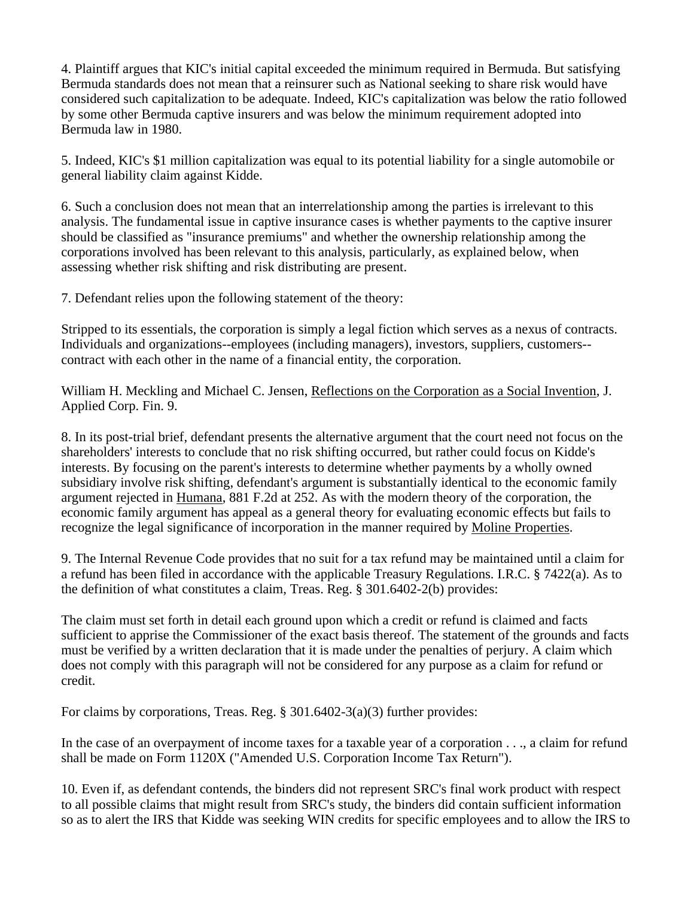4. Plaintiff argues that KIC's initial capital exceeded the minimum required in Bermuda. But satisfying Bermuda standards does not mean that a reinsurer such as National seeking to share risk would have considered such capitalization to be adequate. Indeed, KIC's capitalization was below the ratio followed by some other Bermuda captive insurers and was below the minimum requirement adopted into Bermuda law in 1980.

5. Indeed, KIC's $1 million capitalization was equal to its potential liability for a single automobile or general liability claim against Kidde.

6. Such a conclusion does not mean that an interrelationship among the parties is irrelevant to this analysis. The fundamental issue in captive insurance cases is whether payments to the captive insurer should be classified as "insurance premiums" and whether the ownership relationship among the corporations involved has been relevant to this analysis, particularly, as explained below, when assessing whether risk shifting and risk distributing are present.

7. Defendant relies upon the following statement of the theory:

Stripped to its essentials, the corporation is simply a legal fiction which serves as a nexus of contracts. Individuals and organizations--employees (including managers), investors, suppliers, customers--contract with each other in the name of a financial entity, the corporation.

William H. Meckling and Michael C. Jensen, Reflections on the Corporation as a Social Invention, J. Applied Corp. Fin. 9.

8. In its post-trial brief, defendant presents the alternative argument that the court need not focus on the shareholders' interests to conclude that no risk shifting occurred, but rather could focus on Kidde's interests. By focusing on the parent's interests to determine whether payments by a wholly owned subsidiary involve risk shifting, defendant's argument is substantially identical to the economic family argument rejected in Humana, 881 F.2d at 252. As with the modern theory of the corporation, the economic family argument has appeal as a general theory for evaluating economic effects but fails to recognize the legal significance of incorporation in the manner required by Moline Properties.

9. The Internal Revenue Code provides that no suit for a tax refund may be maintained until a claim for a refund has been filed in accordance with the applicable Treasury Regulations. I.R.C. § 7422(a). As to the definition of what constitutes a claim, Treas. Reg. § 301.6402-2(b) provides:

The claim must set forth in detail each ground upon which a credit or refund is claimed and facts sufficient to apprise the Commissioner of the exact basis thereof. The statement of the grounds and facts must be verified by a written declaration that it is made under the penalties of perjury. A claim which does not comply with this paragraph will not be considered for any purpose as a claim for refund or credit.

For claims by corporations, Treas. Reg. § 301.6402-3(a)(3) further provides:

In the case of an overpayment of income taxes for a taxable year of a corporation . . ., a claim for refund shall be made on Form 1120X ("Amended U.S. Corporation Income Tax Return").

10. Even if, as defendant contends, the binders did not represent SRC's final work product with respect to all possible claims that might result from SRC's study, the binders did contain sufficient information so as to alert the IRS that Kidde was seeking WIN credits for specific employees and to allow the IRS to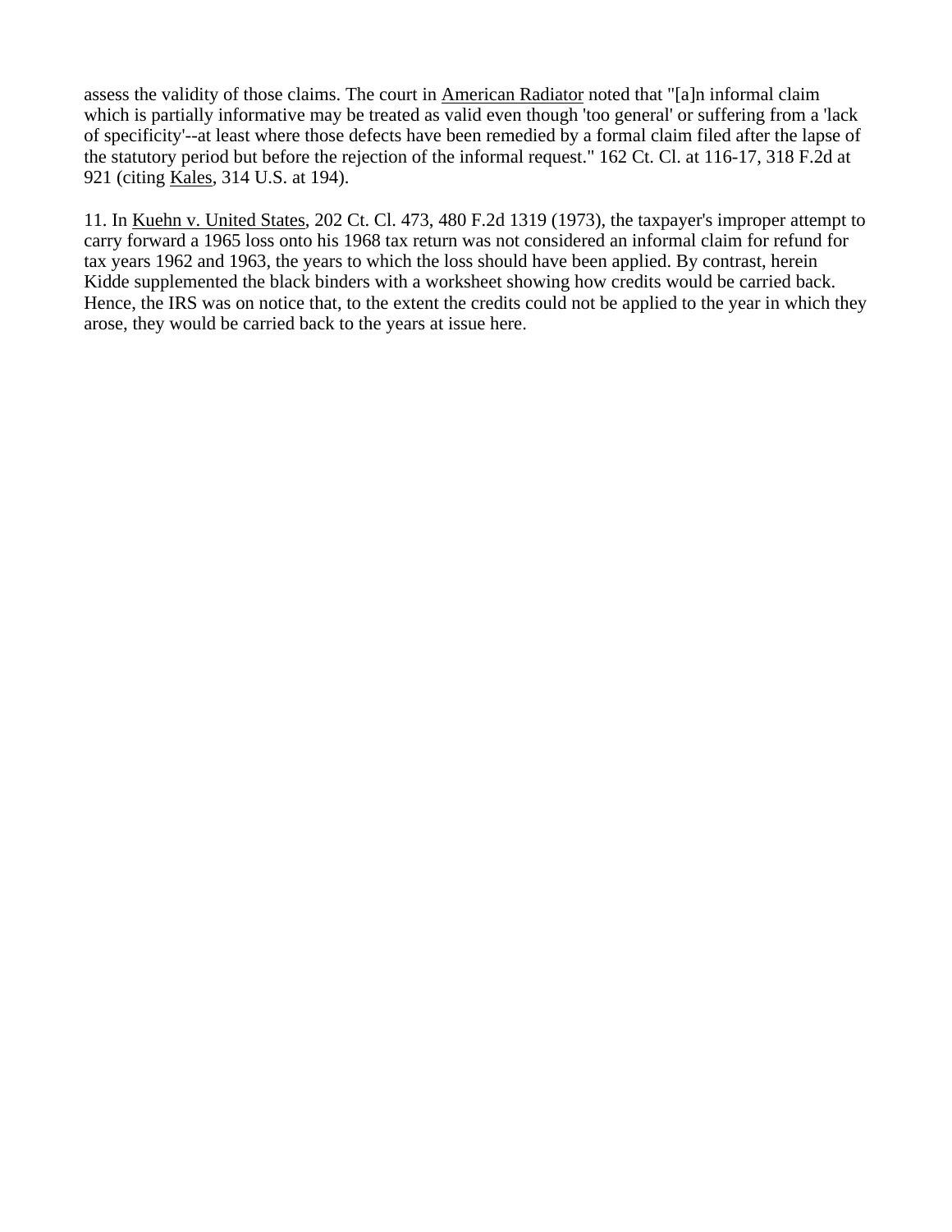assess the validity of those claims. The court in American Radiator noted that "[a]n informal claim which is partially informative may be treated as valid even though 'too general' or suffering from a 'lack of specificity'--at least where those defects have been remedied by a formal claim filed after the lapse of the statutory period but before the rejection of the informal request." 162 Ct. Cl. at 116-17, 318 F.2d at 921 (citing Kales, 314 U.S. at 194).

11. In Kuehn v. United States, 202 Ct. Cl. 473, 480 F.2d 1319 (1973), the taxpayer's improper attempt to carry forward a 1965 loss onto his 1968 tax return was not considered an informal claim for refund for tax years 1962 and 1963, the years to which the loss should have been applied. By contrast, herein Kidde supplemented the black binders with a worksheet showing how credits would be carried back. Hence, the IRS was on notice that, to the extent the credits could not be applied to the year in which they arose, they would be carried back to the years at issue here.